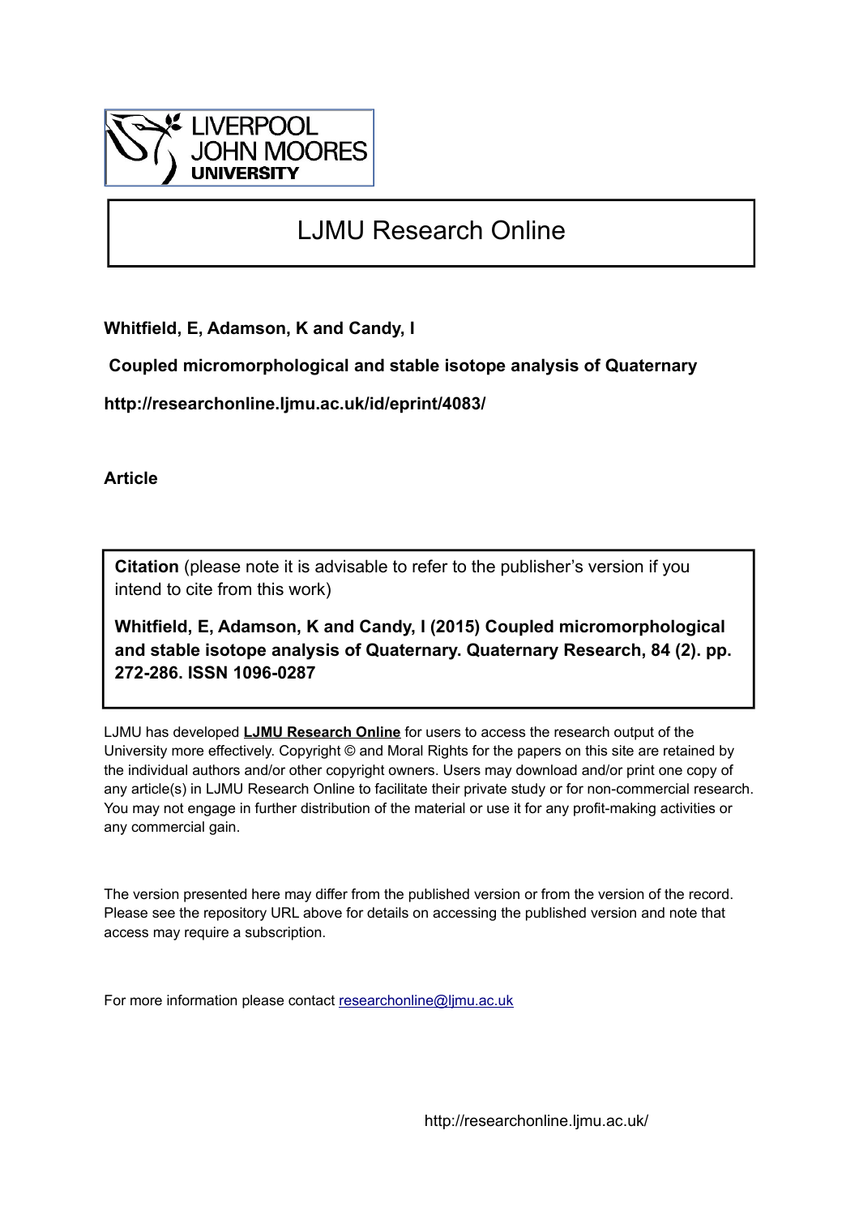LIVERPOOL JOHN MOORES UNIVERSITY

# LJMU Research Online

**Whitfield, E, Adamson, K and Candy, I**

**Coupled micromorphological and stable isotope analysis of Quaternary**

**http://researchonline.ljmu.ac.uk/id/eprint/4083/**

**Article**

**Citation** (please note it is advisable to refer to the publisher's version if you intend to cite from this work)

**Whitfield, E, Adamson, K and Candy, I (2015) Coupled micromorphological and stable isotope analysis of Quaternary. Quaternary Research, 84 (2). pp. 272-286. ISSN 1096-0287**

LJMU has developed **LJMU Research Online** for users to access the research output of the University more effectively. Copyright © and Moral Rights for the papers on this site are retained by the individual authors and/or other copyright owners. Users may download and/or print one copy of any article(s) in LJMU Research Online to facilitate their private study or for non-commercial research. You may not engage in further distribution of the material or use it for any profit-making activities or any commercial gain.

The version presented here may differ from the published version or from the version of the record. Please see the repository URL above for details on accessing the published version and note that access may require a subscription.

For more information please contact researchonline@ljmu.ac.uk

http://researchonline.ljmu.ac.uk/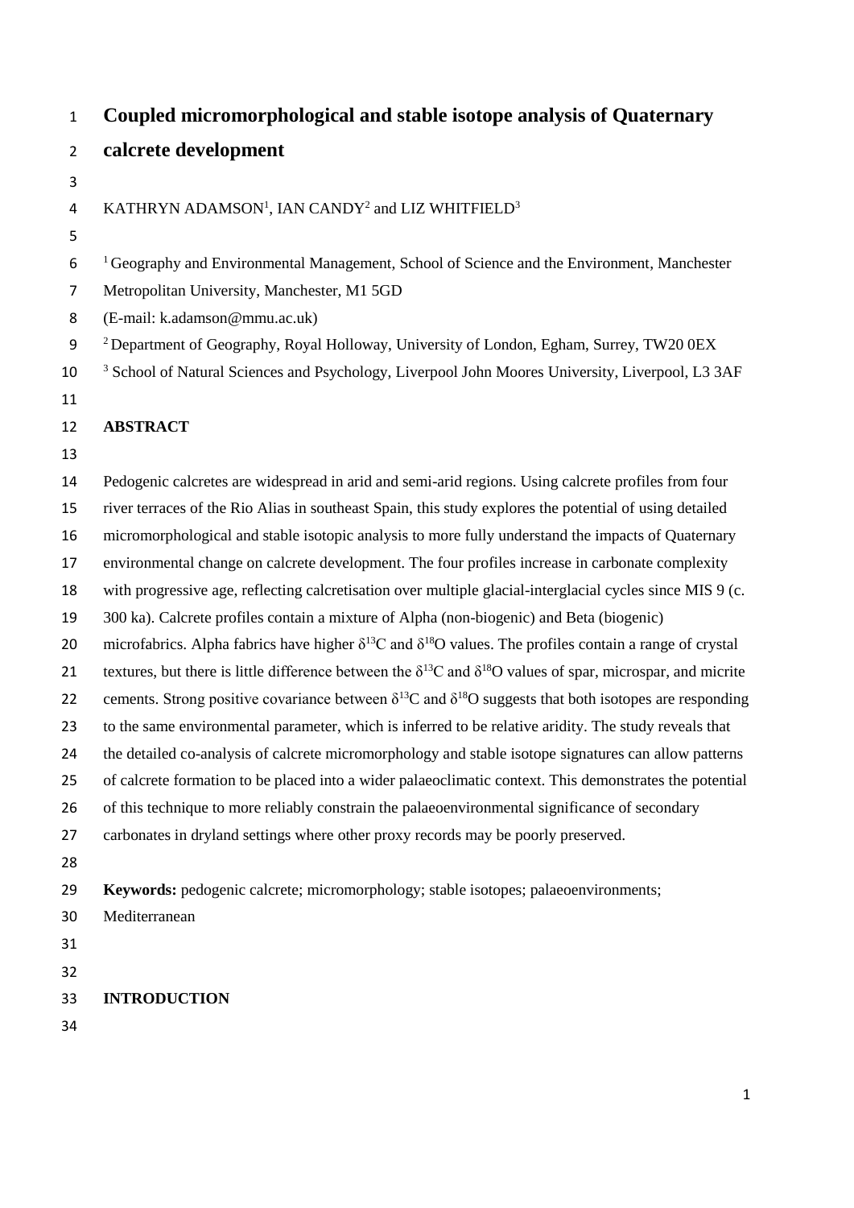# Coupled micromorphological and stable isotope analysis of Quaternary calcrete development

KATHRYN ADAMSON[1], IAN CANDY[2] and LIZ WHITFIELD[3]

[1] Geography and Environmental Management, School of Science and the Environment, Manchester Metropolitan University, Manchester, M1 5GD

(E-mail: k.adamson@mmu.ac.uk)

[2] Department of Geography, Royal Holloway, University of London, Egham, Surrey, TW20 0EX

[3] School of Natural Sciences and Psychology, Liverpool John Moores University, Liverpool, L3 3AF

## ABSTRACT

Pedogenic calcretes are widespread in arid and semi-arid regions. Using calcrete profiles from four river terraces of the Rio Alias in southeast Spain, this study explores the potential of using detailed micromorphological and stable isotopic analysis to more fully understand the impacts of Quaternary environmental change on calcrete development. The four profiles increase in carbonate complexity with progressive age, reflecting calcretisation over multiple glacial-interglacial cycles since MIS 9 (c. 300 ka). Calcrete profiles contain a mixture of Alpha (non-biogenic) and Beta (biogenic) microfabrics. Alpha fabrics have higher $\delta^{13}C$ and $\delta^{18}O$ values. The profiles contain a range of crystal textures, but there is little difference between the $\delta^{13}C$ and $\delta^{18}O$ values of spar, microspar, and micrite cements. Strong positive covariance between $\delta^{13}C$ and $\delta^{18}O$ suggests that both isotopes are responding to the same environmental parameter, which is inferred to be relative aridity. The study reveals that the detailed co-analysis of calcrete micromorphology and stable isotope signatures can allow patterns of calcrete formation to be placed into a wider palaeoclimatic context. This demonstrates the potential of this technique to more reliably constrain the palaeoenvironmental significance of secondary carbonates in dryland settings where other proxy records may be poorly preserved.

**Keywords:** pedogenic calcrete; micromorphology; stable isotopes; palaeoenvironments; Mediterranean

## INTRODUCTION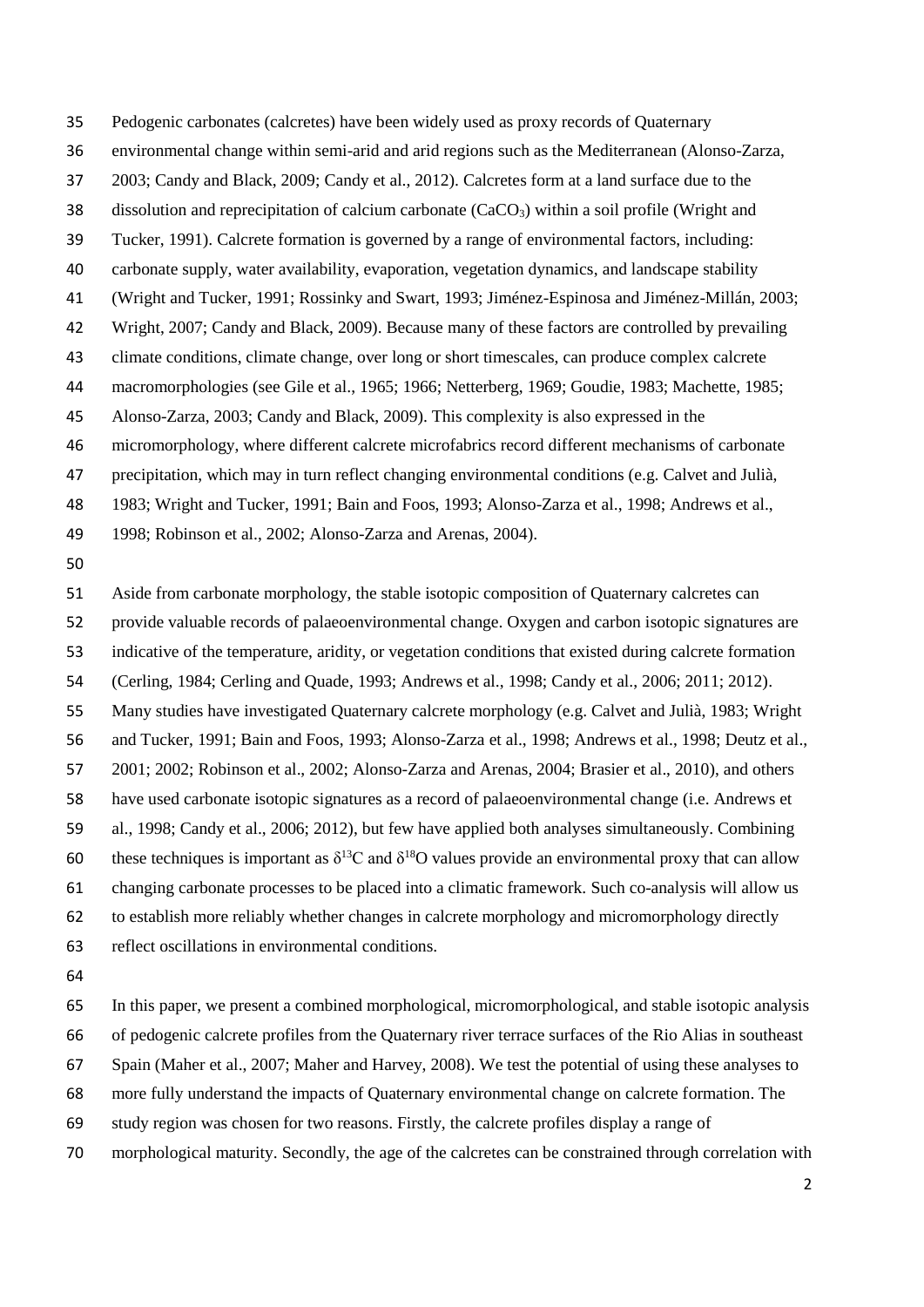Pedogenic carbonates (calcretes) have been widely used as proxy records of Quaternary environmental change within semi-arid and arid regions such as the Mediterranean (Alonso-Zarza, 2003; Candy and Black, 2009; Candy et al., 2012). Calcretes form at a land surface due to the dissolution and reprecipitation of calcium carbonate ($CaCO_3$) within a soil profile (Wright and Tucker, 1991). Calcrete formation is governed by a range of environmental factors, including: carbonate supply, water availability, evaporation, vegetation dynamics, and landscape stability (Wright and Tucker, 1991; Rossinky and Swart, 1993; Jiménez-Espinosa and Jiménez-Millán, 2003; Wright, 2007; Candy and Black, 2009). Because many of these factors are controlled by prevailing climate conditions, climate change, over long or short timescales, can produce complex calcrete macromorphologies (see Gile et al., 1965; 1966; Netterberg, 1969; Goudie, 1983; Machette, 1985; Alonso-Zarza, 2003; Candy and Black, 2009). This complexity is also expressed in the micromorphology, where different calcrete microfabrics record different mechanisms of carbonate precipitation, which may in turn reflect changing environmental conditions (e.g. Calvet and Julià, 1983; Wright and Tucker, 1991; Bain and Foos, 1993; Alonso-Zarza et al., 1998; Andrews et al., 1998; Robinson et al., 2002; Alonso-Zarza and Arenas, 2004).

Aside from carbonate morphology, the stable isotopic composition of Quaternary calcretes can provide valuable records of palaeoenvironmental change. Oxygen and carbon isotopic signatures are indicative of the temperature, aridity, or vegetation conditions that existed during calcrete formation (Cerling, 1984; Cerling and Quade, 1993; Andrews et al., 1998; Candy et al., 2006; 2011; 2012). Many studies have investigated Quaternary calcrete morphology (e.g. Calvet and Julià, 1983; Wright and Tucker, 1991; Bain and Foos, 1993; Alonso-Zarza et al., 1998; Andrews et al., 1998; Deutz et al., 2001; 2002; Robinson et al., 2002; Alonso-Zarza and Arenas, 2004; Brasier et al., 2010), and others have used carbonate isotopic signatures as a record of palaeoenvironmental change (i.e. Andrews et al., 1998; Candy et al., 2006; 2012), but few have applied both analyses simultaneously. Combining these techniques is important as $\delta^{13}C$ and $\delta^{18}O$ values provide an environmental proxy that can allow changing carbonate processes to be placed into a climatic framework. Such co-analysis will allow us to establish more reliably whether changes in calcrete morphology and micromorphology directly reflect oscillations in environmental conditions.

In this paper, we present a combined morphological, micromorphological, and stable isotopic analysis of pedogenic calcrete profiles from the Quaternary river terrace surfaces of the Rio Alias in southeast Spain (Maher et al., 2007; Maher and Harvey, 2008). We test the potential of using these analyses to more fully understand the impacts of Quaternary environmental change on calcrete formation. The study region was chosen for two reasons. Firstly, the calcrete profiles display a range of morphological maturity. Secondly, the age of the calcretes can be constrained through correlation with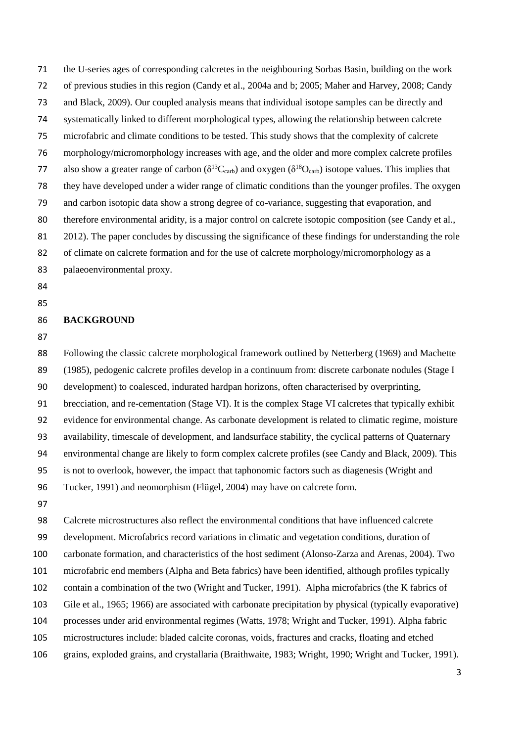the U-series ages of corresponding calcretes in the neighbouring Sorbas Basin, building on the work of previous studies in this region (Candy et al., 2004a and b; 2005; Maher and Harvey, 2008; Candy and Black, 2009). Our coupled analysis means that individual isotope samples can be directly and systematically linked to different morphological types, allowing the relationship between calcrete microfabric and climate conditions to be tested. This study shows that the complexity of calcrete morphology/micromorphology increases with age, and the older and more complex calcrete profiles also show a greater range of carbon ($\delta^{13}C_{carb}$) and oxygen ($\delta^{18}O_{carb}$) isotope values. This implies that they have developed under a wider range of climatic conditions than the younger profiles. The oxygen and carbon isotopic data show a strong degree of co-variance, suggesting that evaporation, and therefore environmental aridity, is a major control on calcrete isotopic composition (see Candy et al., 2012). The paper concludes by discussing the significance of these findings for understanding the role of climate on calcrete formation and for the use of calcrete morphology/micromorphology as a palaeoenvironmental proxy.

## BACKGROUND

Following the classic calcrete morphological framework outlined by Netterberg (1969) and Machette (1985), pedogenic calcrete profiles develop in a continuum from: discrete carbonate nodules (Stage I development) to coalesced, indurated hardpan horizons, often characterised by overprinting, brecciation, and re-cementation (Stage VI). It is the complex Stage VI calcretes that typically exhibit evidence for environmental change. As carbonate development is related to climatic regime, moisture availability, timescale of development, and landsurface stability, the cyclical patterns of Quaternary environmental change are likely to form complex calcrete profiles (see Candy and Black, 2009). This is not to overlook, however, the impact that taphonomic factors such as diagenesis (Wright and Tucker, 1991) and neomorphism (Flügel, 2004) may have on calcrete form.

Calcrete microstructures also reflect the environmental conditions that have influenced calcrete development. Microfabrics record variations in climatic and vegetation conditions, duration of carbonate formation, and characteristics of the host sediment (Alonso-Zarza and Arenas, 2004). Two microfabric end members (Alpha and Beta fabrics) have been identified, although profiles typically contain a combination of the two (Wright and Tucker, 1991). Alpha microfabrics (the K fabrics of Gile et al., 1965; 1966) are associated with carbonate precipitation by physical (typically evaporative) processes under arid environmental regimes (Watts, 1978; Wright and Tucker, 1991). Alpha fabric microstructures include: bladed calcite coronas, voids, fractures and cracks, floating and etched grains, exploded grains, and crystallaria (Braithwaite, 1983; Wright, 1990; Wright and Tucker, 1991).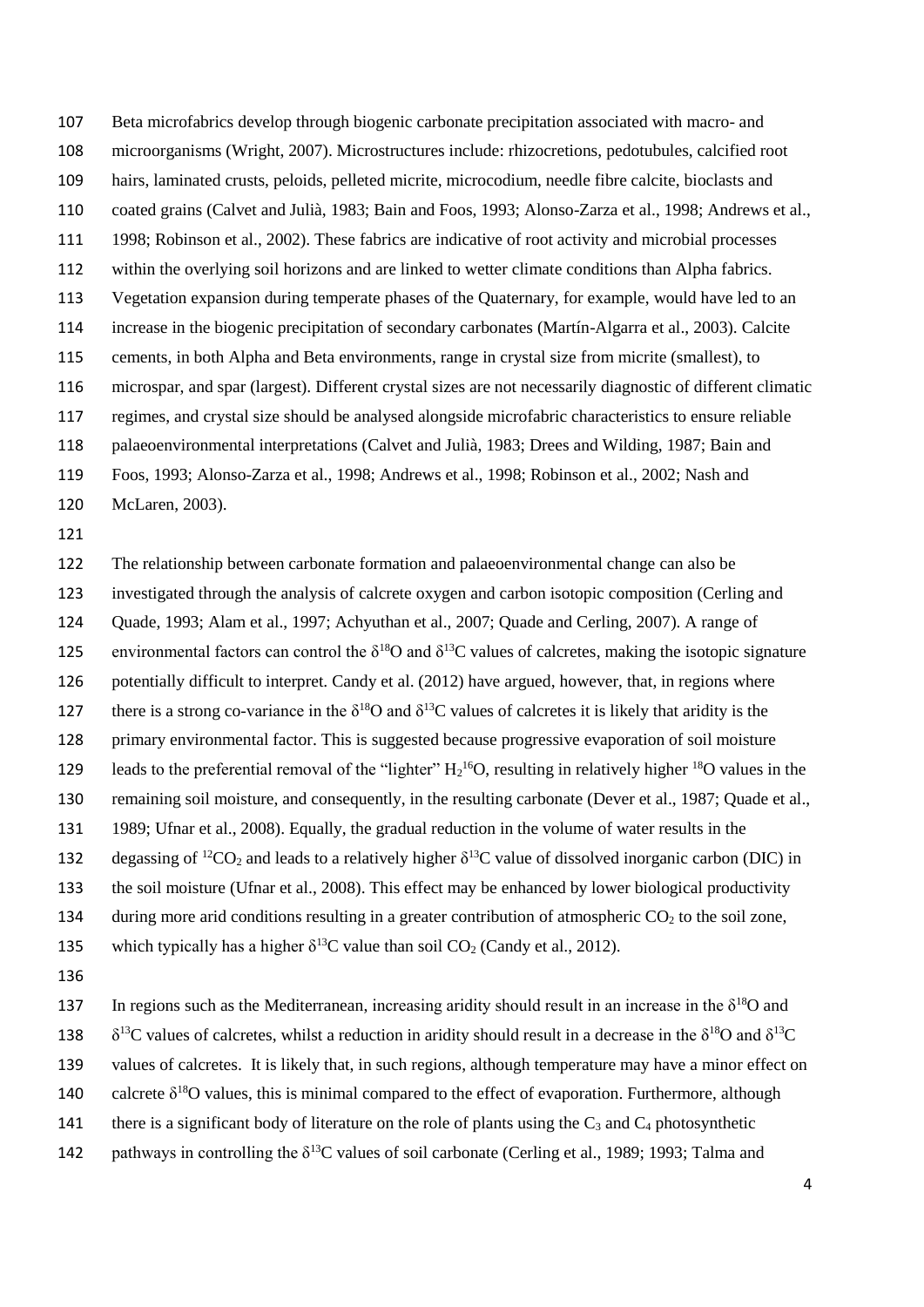Beta microfabrics develop through biogenic carbonate precipitation associated with macro- and microorganisms (Wright, 2007). Microstructures include: rhizocretions, pedotubules, calcified root hairs, laminated crusts, peloids, pelleted micrite, microcodium, needle fibre calcite, bioclasts and coated grains (Calvet and Julià, 1983; Bain and Foos, 1993; Alonso-Zarza et al., 1998; Andrews et al., 1998; Robinson et al., 2002). These fabrics are indicative of root activity and microbial processes within the overlying soil horizons and are linked to wetter climate conditions than Alpha fabrics. Vegetation expansion during temperate phases of the Quaternary, for example, would have led to an increase in the biogenic precipitation of secondary carbonates (Martín-Algarra et al., 2003). Calcite cements, in both Alpha and Beta environments, range in crystal size from micrite (smallest), to microspar, and spar (largest). Different crystal sizes are not necessarily diagnostic of different climatic regimes, and crystal size should be analysed alongside microfabric characteristics to ensure reliable palaeoenvironmental interpretations (Calvet and Julià, 1983; Drees and Wilding, 1987; Bain and Foos, 1993; Alonso-Zarza et al., 1998; Andrews et al., 1998; Robinson et al., 2002; Nash and McLaren, 2003).

The relationship between carbonate formation and palaeoenvironmental change can also be investigated through the analysis of calcrete oxygen and carbon isotopic composition (Cerling and Quade, 1993; Alam et al., 1997; Achyuthan et al., 2007; Quade and Cerling, 2007). A range of environmental factors can control the $\delta^{18}O$ and $\delta^{13}C$ values of calcretes, making the isotopic signature potentially difficult to interpret. Candy et al. (2012) have argued, however, that, in regions where there is a strong co-variance in the $\delta^{18}O$ and $\delta^{13}C$ values of calcretes it is likely that aridity is the primary environmental factor. This is suggested because progressive evaporation of soil moisture leads to the preferential removal of the "lighter" $H_2{}^{16}O$, resulting in relatively higher $^{18}O$ values in the remaining soil moisture, and consequently, in the resulting carbonate (Dever et al., 1987; Quade et al., 1989; Ufnar et al., 2008). Equally, the gradual reduction in the volume of water results in the degassing of $^{12}CO_2$ and leads to a relatively higher $\delta^{13}C$ value of dissolved inorganic carbon (DIC) in the soil moisture (Ufnar et al., 2008). This effect may be enhanced by lower biological productivity during more arid conditions resulting in a greater contribution of atmospheric $CO_2$ to the soil zone, which typically has a higher $\delta^{13}C$ value than soil $CO_2$ (Candy et al., 2012).

In regions such as the Mediterranean, increasing aridity should result in an increase in the $\delta^{18}O$ and $\delta^{13}C$ values of calcretes, whilst a reduction in aridity should result in a decrease in the $\delta^{18}O$ and $\delta^{13}C$ values of calcretes. It is likely that, in such regions, although temperature may have a minor effect on calcrete $\delta^{18}O$ values, this is minimal compared to the effect of evaporation. Furthermore, although there is a significant body of literature on the role of plants using the $C_3$ and $C_4$ photosynthetic pathways in controlling the $\delta^{13}C$ values of soil carbonate (Cerling et al., 1989; 1993; Talma and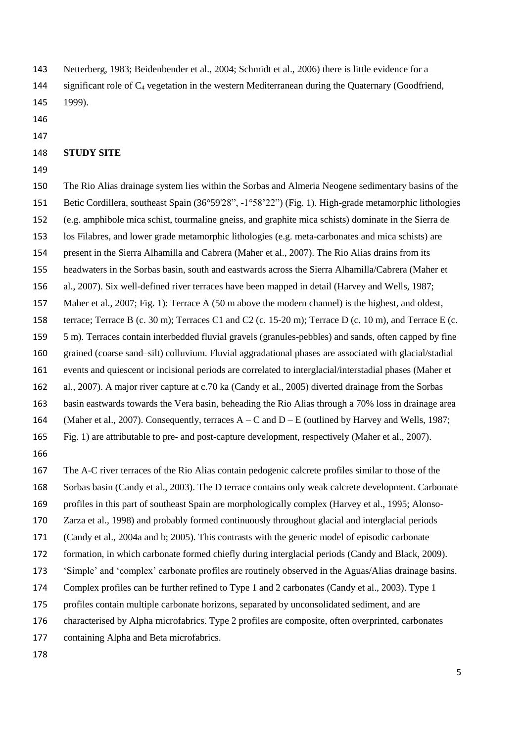Netterberg, 1983; Beidenbender et al., 2004; Schmidt et al., 2006) there is little evidence for a significant role of $C_4$ vegetation in the western Mediterranean during the Quaternary (Goodfriend, 1999).

## STUDY SITE

The Rio Alias drainage system lies within the Sorbas and Almeria Neogene sedimentary basins of the Betic Cordillera, southeast Spain (36°59'28", -1°58'22") (Fig. 1). High-grade metamorphic lithologies (e.g. amphibole mica schist, tourmaline gneiss, and graphite mica schists) dominate in the Sierra de los Filabres, and lower grade metamorphic lithologies (e.g. meta-carbonates and mica schists) are present in the Sierra Alhamilla and Cabrera (Maher et al., 2007). The Rio Alias drains from its headwaters in the Sorbas basin, south and eastwards across the Sierra Alhamilla/Cabrera (Maher et al., 2007). Six well-defined river terraces have been mapped in detail (Harvey and Wells, 1987; Maher et al., 2007; Fig. 1): Terrace A (50 m above the modern channel) is the highest, and oldest, terrace; Terrace B (c. 30 m); Terraces C1 and C2 (c. 15-20 m); Terrace D (c. 10 m), and Terrace E (c. 5 m). Terraces contain interbedded fluvial gravels (granules-pebbles) and sands, often capped by fine grained (coarse sand–silt) colluvium. Fluvial aggradational phases are associated with glacial/stadial events and quiescent or incisional periods are correlated to interglacial/interstadial phases (Maher et al., 2007). A major river capture at c.70 ka (Candy et al., 2005) diverted drainage from the Sorbas basin eastwards towards the Vera basin, beheading the Rio Alias through a 70% loss in drainage area (Maher et al., 2007). Consequently, terraces A – C and D – E (outlined by Harvey and Wells, 1987; Fig. 1) are attributable to pre- and post-capture development, respectively (Maher et al., 2007).

The A-C river terraces of the Rio Alias contain pedogenic calcrete profiles similar to those of the Sorbas basin (Candy et al., 2003). The D terrace contains only weak calcrete development. Carbonate profiles in this part of southeast Spain are morphologically complex (Harvey et al., 1995; Alonso-Zarza et al., 1998) and probably formed continuously throughout glacial and interglacial periods (Candy et al., 2004a and b; 2005). This contrasts with the generic model of episodic carbonate formation, in which carbonate formed chiefly during interglacial periods (Candy and Black, 2009). 'Simple' and 'complex' carbonate profiles are routinely observed in the Aguas/Alias drainage basins. Complex profiles can be further refined to Type 1 and 2 carbonates (Candy et al., 2003). Type 1 profiles contain multiple carbonate horizons, separated by unconsolidated sediment, and are characterised by Alpha microfabrics. Type 2 profiles are composite, often overprinted, carbonates containing Alpha and Beta microfabrics.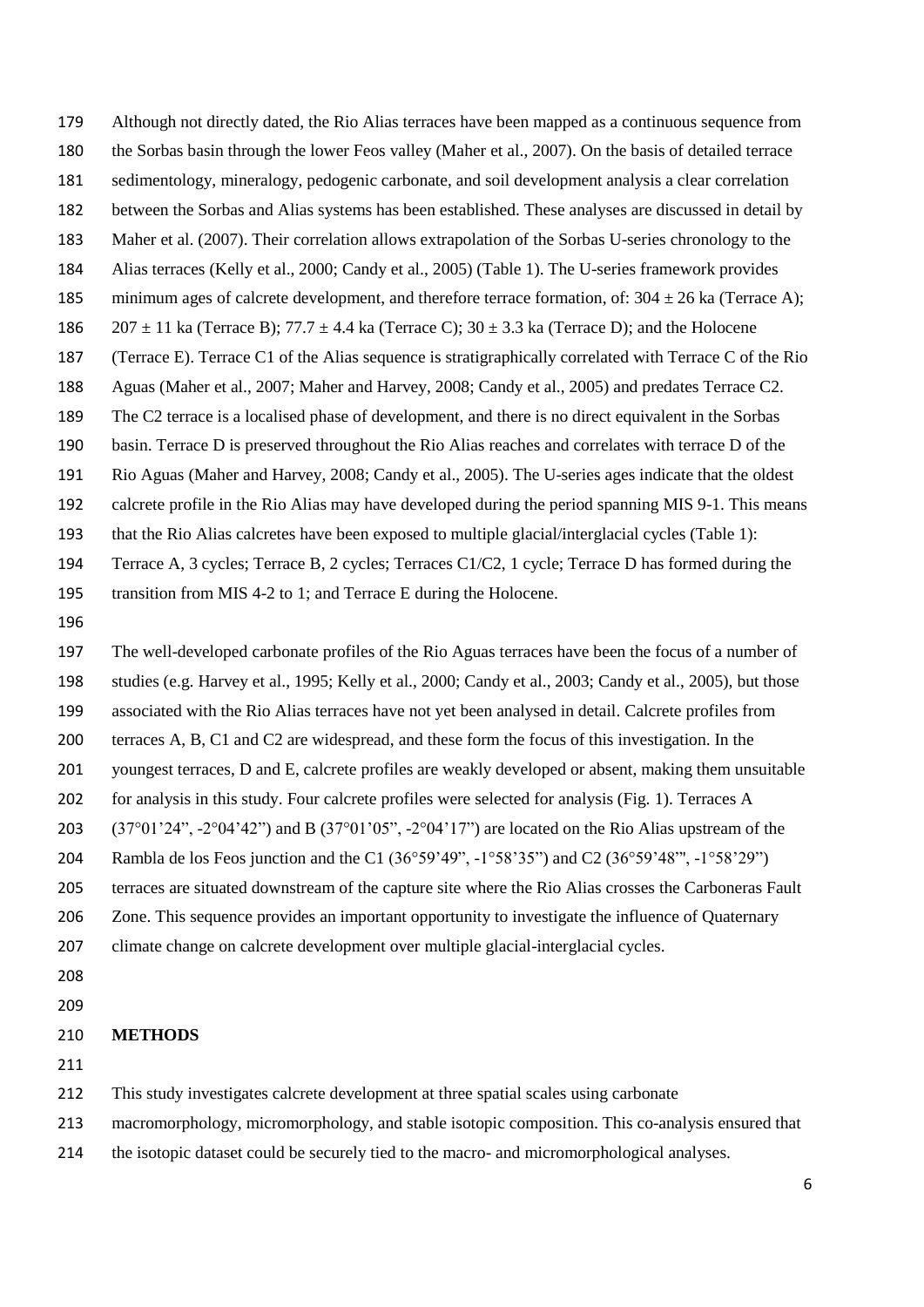Although not directly dated, the Rio Alias terraces have been mapped as a continuous sequence from the Sorbas basin through the lower Feos valley (Maher et al., 2007). On the basis of detailed terrace sedimentology, mineralogy, pedogenic carbonate, and soil development analysis a clear correlation between the Sorbas and Alias systems has been established. These analyses are discussed in detail by Maher et al. (2007). Their correlation allows extrapolation of the Sorbas U-series chronology to the Alias terraces (Kelly et al., 2000; Candy et al., 2005) (Table 1). The U-series framework provides minimum ages of calcrete development, and therefore terrace formation, of: 304 ± 26 ka (Terrace A); 207 ± 11 ka (Terrace B); 77.7 ± 4.4 ka (Terrace C); 30 ± 3.3 ka (Terrace D); and the Holocene (Terrace E). Terrace C1 of the Alias sequence is stratigraphically correlated with Terrace C of the Rio Aguas (Maher et al., 2007; Maher and Harvey, 2008; Candy et al., 2005) and predates Terrace C2. The C2 terrace is a localised phase of development, and there is no direct equivalent in the Sorbas basin. Terrace D is preserved throughout the Rio Alias reaches and correlates with terrace D of the Rio Aguas (Maher and Harvey, 2008; Candy et al., 2005). The U-series ages indicate that the oldest calcrete profile in the Rio Alias may have developed during the period spanning MIS 9-1. This means that the Rio Alias calcretes have been exposed to multiple glacial/interglacial cycles (Table 1): Terrace A, 3 cycles; Terrace B, 2 cycles; Terraces C1/C2, 1 cycle; Terrace D has formed during the transition from MIS 4-2 to 1; and Terrace E during the Holocene.

The well-developed carbonate profiles of the Rio Aguas terraces have been the focus of a number of studies (e.g. Harvey et al., 1995; Kelly et al., 2000; Candy et al., 2003; Candy et al., 2005), but those associated with the Rio Alias terraces have not yet been analysed in detail. Calcrete profiles from terraces A, B, C1 and C2 are widespread, and these form the focus of this investigation. In the youngest terraces, D and E, calcrete profiles are weakly developed or absent, making them unsuitable for analysis in this study. Four calcrete profiles were selected for analysis (Fig. 1). Terraces A (37°01'24", -2°04'42") and B (37°01'05", -2°04'17") are located on the Rio Alias upstream of the Rambla de los Feos junction and the C1 (36°59'49", -1°58'35") and C2 (36°59'48"', -1°58'29") terraces are situated downstream of the capture site where the Rio Alias crosses the Carboneras Fault Zone. This sequence provides an important opportunity to investigate the influence of Quaternary climate change on calcrete development over multiple glacial-interglacial cycles.

## METHODS

This study investigates calcrete development at three spatial scales using carbonate macromorphology, micromorphology, and stable isotopic composition. This co-analysis ensured that the isotopic dataset could be securely tied to the macro- and micromorphological analyses.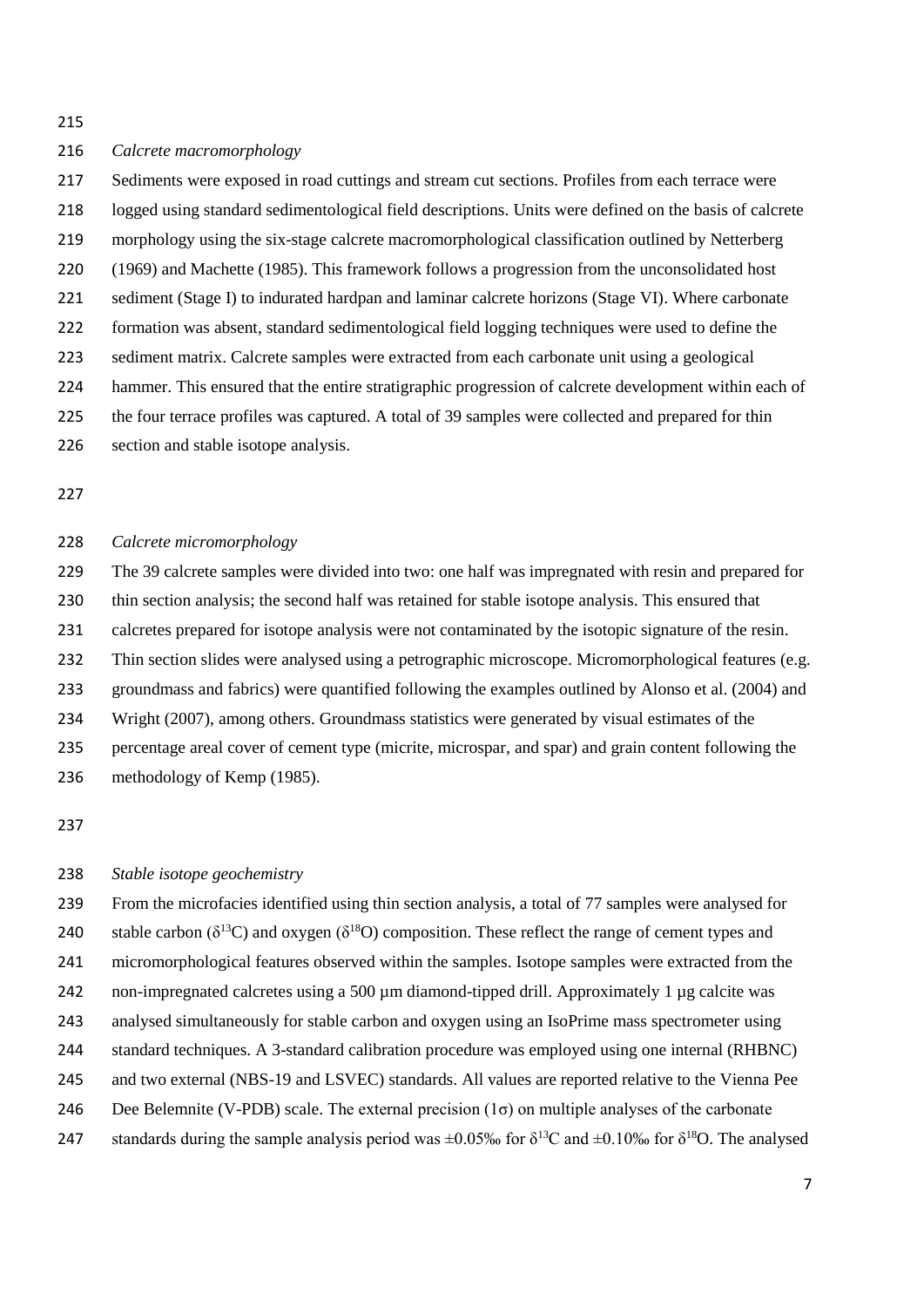*Calcrete macromorphology*

Sediments were exposed in road cuttings and stream cut sections. Profiles from each terrace were logged using standard sedimentological field descriptions. Units were defined on the basis of calcrete morphology using the six-stage calcrete macromorphological classification outlined by Netterberg (1969) and Machette (1985). This framework follows a progression from the unconsolidated host sediment (Stage I) to indurated hardpan and laminar calcrete horizons (Stage VI). Where carbonate formation was absent, standard sedimentological field logging techniques were used to define the sediment matrix. Calcrete samples were extracted from each carbonate unit using a geological hammer. This ensured that the entire stratigraphic progression of calcrete development within each of the four terrace profiles was captured. A total of 39 samples were collected and prepared for thin section and stable isotope analysis.

*Calcrete micromorphology*

The 39 calcrete samples were divided into two: one half was impregnated with resin and prepared for thin section analysis; the second half was retained for stable isotope analysis. This ensured that calcretes prepared for isotope analysis were not contaminated by the isotopic signature of the resin. Thin section slides were analysed using a petrographic microscope. Micromorphological features (e.g. groundmass and fabrics) were quantified following the examples outlined by Alonso et al. (2004) and Wright (2007), among others. Groundmass statistics were generated by visual estimates of the percentage areal cover of cement type (micrite, microspar, and spar) and grain content following the methodology of Kemp (1985).

*Stable isotope geochemistry*

From the microfacies identified using thin section analysis, a total of 77 samples were analysed for stable carbon ($\delta^{13}C$) and oxygen ($\delta^{18}O$) composition. These reflect the range of cement types and micromorphological features observed within the samples. Isotope samples were extracted from the non-impregnated calcretes using a 500 µm diamond-tipped drill. Approximately 1 µg calcite was analysed simultaneously for stable carbon and oxygen using an IsoPrime mass spectrometer using standard techniques. A 3-standard calibration procedure was employed using one internal (RHBNC) and two external (NBS-19 and LSVEC) standards. All values are reported relative to the Vienna Pee Dee Belemnite (V-PDB) scale. The external precision ($1\sigma$) on multiple analyses of the carbonate standards during the sample analysis period was $\pm 0.05$‰ for $\delta^{13}C$ and $\pm 0.10$‰ for $\delta^{18}O$. The analysed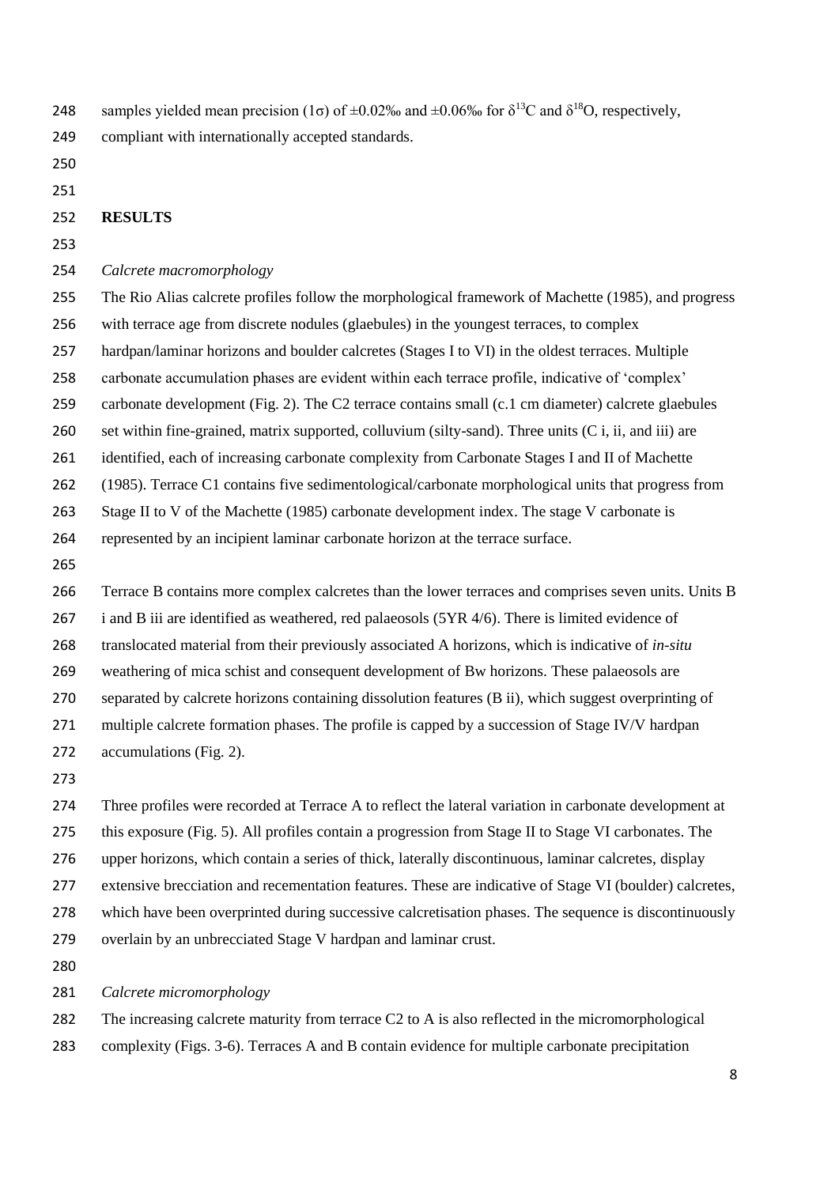samples yielded mean precision (1σ) of ±0.02‰ and ±0.06‰ for $\delta^{13}C$ and $\delta^{18}O$, respectively, compliant with internationally accepted standards.

## RESULTS

*Calcrete macromorphology*

The Rio Alias calcrete profiles follow the morphological framework of Machette (1985), and progress with terrace age from discrete nodules (glaebules) in the youngest terraces, to complex hardpan/laminar horizons and boulder calcretes (Stages I to VI) in the oldest terraces. Multiple carbonate accumulation phases are evident within each terrace profile, indicative of 'complex' carbonate development (Fig. 2). The C2 terrace contains small (c.1 cm diameter) calcrete glaebules set within fine-grained, matrix supported, colluvium (silty-sand). Three units (C i, ii, and iii) are identified, each of increasing carbonate complexity from Carbonate Stages I and II of Machette (1985). Terrace C1 contains five sedimentological/carbonate morphological units that progress from Stage II to V of the Machette (1985) carbonate development index. The stage V carbonate is represented by an incipient laminar carbonate horizon at the terrace surface.

Terrace B contains more complex calcretes than the lower terraces and comprises seven units. Units B i and B iii are identified as weathered, red palaeosols (5YR 4/6). There is limited evidence of translocated material from their previously associated A horizons, which is indicative of *in-situ* weathering of mica schist and consequent development of Bw horizons. These palaeosols are separated by calcrete horizons containing dissolution features (B ii), which suggest overprinting of multiple calcrete formation phases. The profile is capped by a succession of Stage IV/V hardpan accumulations (Fig. 2).

Three profiles were recorded at Terrace A to reflect the lateral variation in carbonate development at this exposure (Fig. 5). All profiles contain a progression from Stage II to Stage VI carbonates. The upper horizons, which contain a series of thick, laterally discontinuous, laminar calcretes, display extensive brecciation and recementation features. These are indicative of Stage VI (boulder) calcretes, which have been overprinted during successive calcretisation phases. The sequence is discontinuously overlain by an unbrecciated Stage V hardpan and laminar crust.

*Calcrete micromorphology*

The increasing calcrete maturity from terrace C2 to A is also reflected in the micromorphological complexity (Figs. 3-6). Terraces A and B contain evidence for multiple carbonate precipitation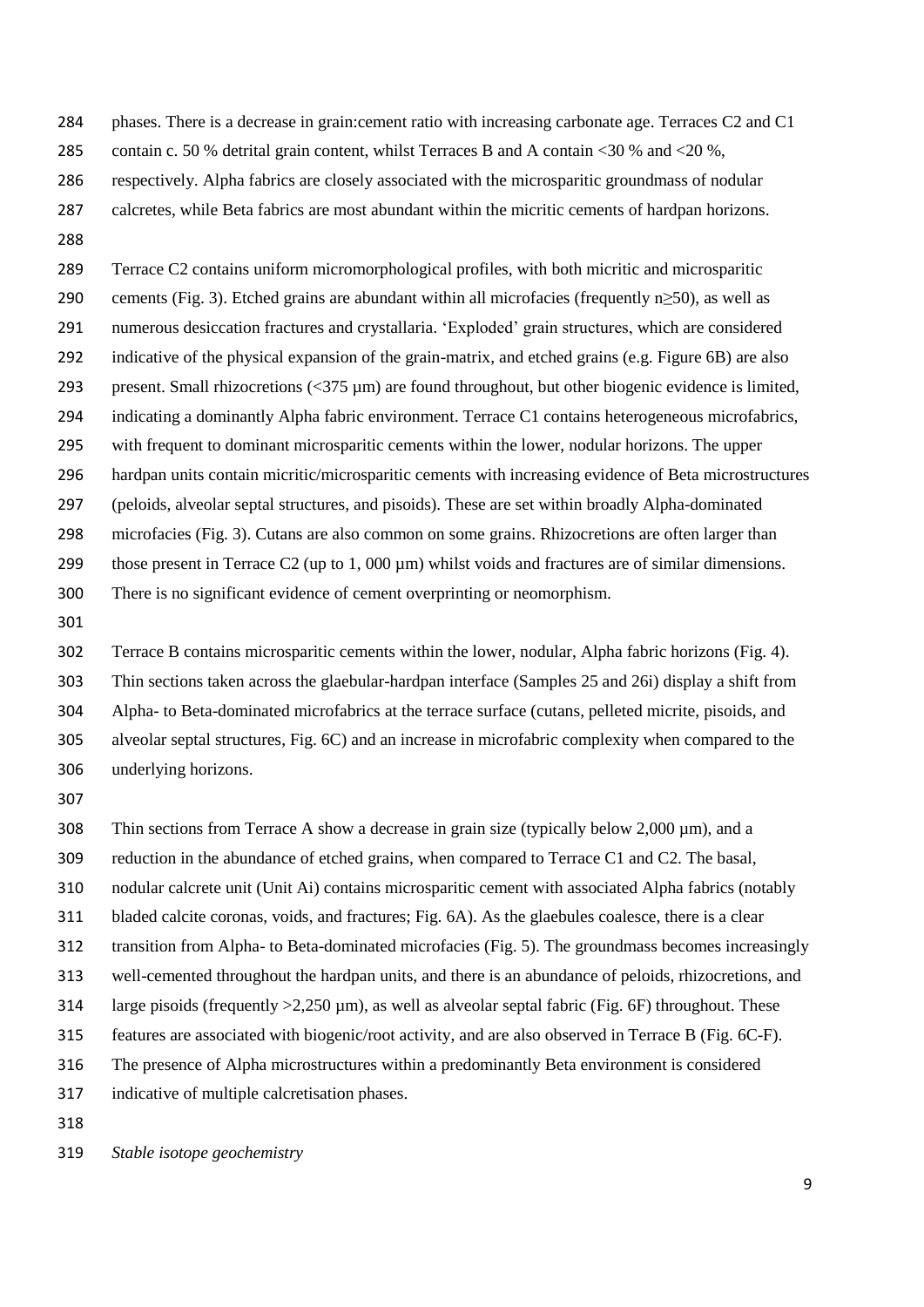phases. There is a decrease in grain:cement ratio with increasing carbonate age. Terraces C2 and C1 contain c. 50 % detrital grain content, whilst Terraces B and A contain <30 % and <20 %, respectively. Alpha fabrics are closely associated with the microsparitic groundmass of nodular calcretes, while Beta fabrics are most abundant within the micritic cements of hardpan horizons.

Terrace C2 contains uniform micromorphological profiles, with both micritic and microsparitic cements (Fig. 3). Etched grains are abundant within all microfacies (frequently $n \geq 50$), as well as numerous desiccation fractures and crystallaria. 'Exploded' grain structures, which are considered indicative of the physical expansion of the grain-matrix, and etched grains (e.g. Figure 6B) are also present. Small rhizocretions (<375 µm) are found throughout, but other biogenic evidence is limited, indicating a dominantly Alpha fabric environment. Terrace C1 contains heterogeneous microfabrics, with frequent to dominant microsparitic cements within the lower, nodular horizons. The upper hardpan units contain micritic/microsparitic cements with increasing evidence of Beta microstructures (peloids, alveolar septal structures, and pisoids). These are set within broadly Alpha-dominated microfacies (Fig. 3). Cutans are also common on some grains. Rhizocretions are often larger than those present in Terrace C2 (up to 1, 000 µm) whilst voids and fractures are of similar dimensions. There is no significant evidence of cement overprinting or neomorphism.

Terrace B contains microsparitic cements within the lower, nodular, Alpha fabric horizons (Fig. 4). Thin sections taken across the glaebular-hardpan interface (Samples 25 and 26i) display a shift from Alpha- to Beta-dominated microfabrics at the terrace surface (cutans, pelleted micrite, pisoids, and alveolar septal structures, Fig. 6C) and an increase in microfabric complexity when compared to the underlying horizons.

Thin sections from Terrace A show a decrease in grain size (typically below 2,000 µm), and a reduction in the abundance of etched grains, when compared to Terrace C1 and C2. The basal, nodular calcrete unit (Unit Ai) contains microsparitic cement with associated Alpha fabrics (notably bladed calcite coronas, voids, and fractures; Fig. 6A). As the glaebules coalesce, there is a clear transition from Alpha- to Beta-dominated microfacies (Fig. 5). The groundmass becomes increasingly well-cemented throughout the hardpan units, and there is an abundance of peloids, rhizocretions, and large pisoids (frequently >2,250 µm), as well as alveolar septal fabric (Fig. 6F) throughout. These features are associated with biogenic/root activity, and are also observed in Terrace B (Fig. 6C-F). The presence of Alpha microstructures within a predominantly Beta environment is considered indicative of multiple calcretisation phases.

*Stable isotope geochemistry*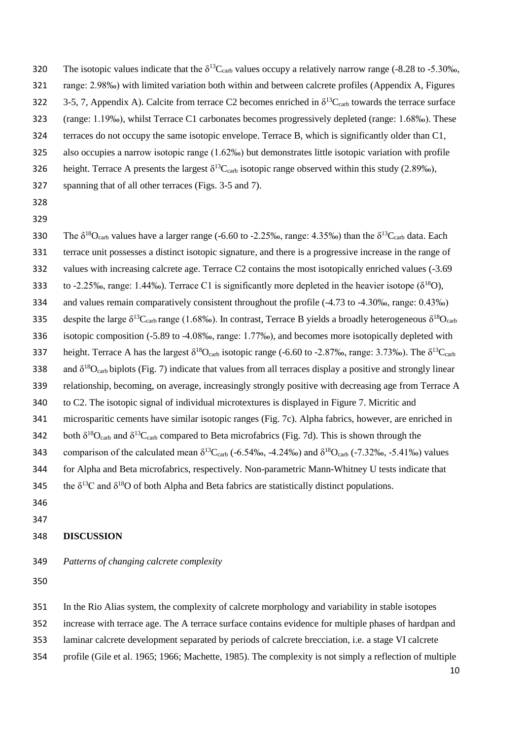The isotopic values indicate that the $\delta^{13}C_{carb}$ values occupy a relatively narrow range (-8.28 to -5.30‰, range: 2.98‰) with limited variation both within and between calcrete profiles (Appendix A, Figures 3-5, 7, Appendix A). Calcite from terrace C2 becomes enriched in $\delta^{13}C_{carb}$ towards the terrace surface (range: 1.19‰), whilst Terrace C1 carbonates becomes progressively depleted (range: 1.68‰). These terraces do not occupy the same isotopic envelope. Terrace B, which is significantly older than C1, also occupies a narrow isotopic range (1.62‰) but demonstrates little isotopic variation with profile height. Terrace A presents the largest $\delta^{13}C_{carb}$ isotopic range observed within this study (2.89‰), spanning that of all other terraces (Figs. 3-5 and 7).

The $\delta^{18}O_{carb}$ values have a larger range (-6.60 to -2.25‰, range: 4.35‰) than the $\delta^{13}C_{carb}$ data. Each terrace unit possesses a distinct isotopic signature, and there is a progressive increase in the range of values with increasing calcrete age. Terrace C2 contains the most isotopically enriched values (-3.69 to -2.25‰, range: 1.44‰). Terrace C1 is significantly more depleted in the heavier isotope ($\delta^{18}O$), and values remain comparatively consistent throughout the profile (-4.73 to -4.30‰, range: 0.43‰) despite the large $\delta^{13}C_{carb}$ range (1.68‰). In contrast, Terrace B yields a broadly heterogeneous $\delta^{18}O_{carb}$ isotopic composition (-5.89 to -4.08‰, range: 1.77‰), and becomes more isotopically depleted with height. Terrace A has the largest $\delta^{18}O_{carb}$ isotopic range (-6.60 to -2.87‰, range: 3.73‰). The $\delta^{13}C_{carb}$ and $\delta^{18}O_{carb}$ biplots (Fig. 7) indicate that values from all terraces display a positive and strongly linear relationship, becoming, on average, increasingly strongly positive with decreasing age from Terrace A to C2. The isotopic signal of individual microtextures is displayed in Figure 7. Micritic and microsparitic cements have similar isotopic ranges (Fig. 7c). Alpha fabrics, however, are enriched in both $\delta^{18}O_{carb}$ and $\delta^{13}C_{carb}$ compared to Beta microfabrics (Fig. 7d). This is shown through the comparison of the calculated mean $\delta^{13}C_{carb}$ (-6.54‰, -4.24‰) and $\delta^{18}O_{carb}$ (-7.32‰, -5.41‰) values for Alpha and Beta microfabrics, respectively. Non-parametric Mann-Whitney U tests indicate that the $\delta^{13}C$ and $\delta^{18}O$ of both Alpha and Beta fabrics are statistically distinct populations.

## DISCUSSION

### *Patterns of changing calcrete complexity*

In the Rio Alias system, the complexity of calcrete morphology and variability in stable isotopes increase with terrace age. The A terrace surface contains evidence for multiple phases of hardpan and laminar calcrete development separated by periods of calcrete brecciation, i.e. a stage VI calcrete profile (Gile et al. 1965; 1966; Machette, 1985). The complexity is not simply a reflection of multiple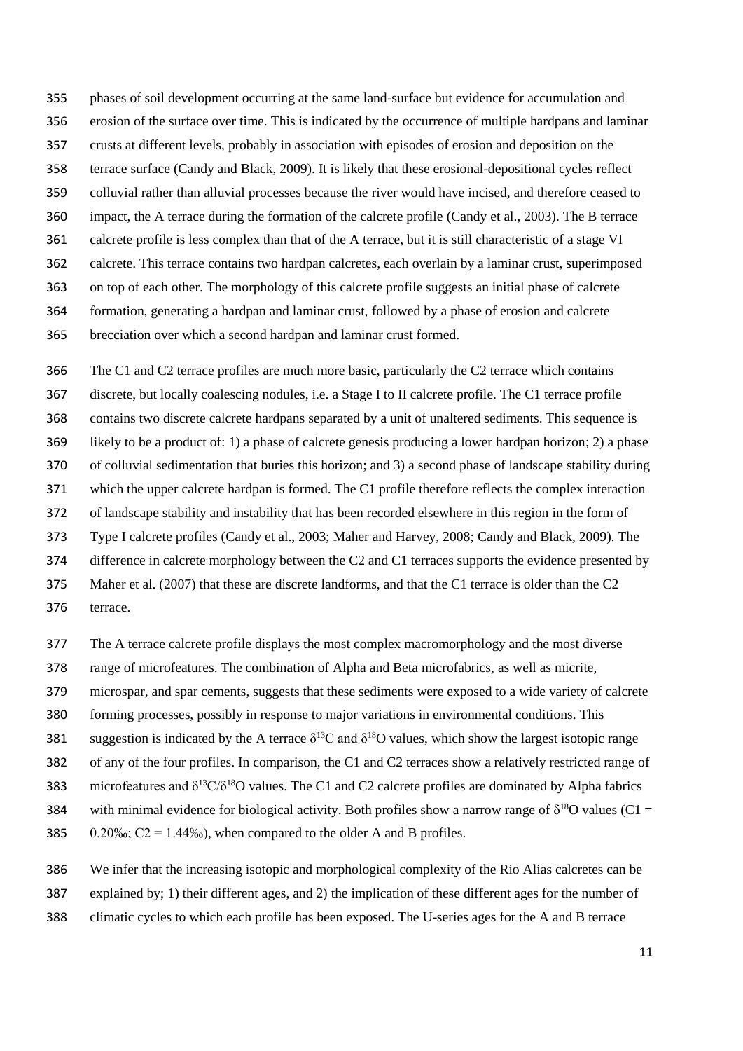phases of soil development occurring at the same land-surface but evidence for accumulation and erosion of the surface over time. This is indicated by the occurrence of multiple hardpans and laminar crusts at different levels, probably in association with episodes of erosion and deposition on the terrace surface (Candy and Black, 2009). It is likely that these erosional-depositional cycles reflect colluvial rather than alluvial processes because the river would have incised, and therefore ceased to impact, the A terrace during the formation of the calcrete profile (Candy et al., 2003). The B terrace calcrete profile is less complex than that of the A terrace, but it is still characteristic of a stage VI calcrete. This terrace contains two hardpan calcretes, each overlain by a laminar crust, superimposed on top of each other. The morphology of this calcrete profile suggests an initial phase of calcrete formation, generating a hardpan and laminar crust, followed by a phase of erosion and calcrete brecciation over which a second hardpan and laminar crust formed.

The C1 and C2 terrace profiles are much more basic, particularly the C2 terrace which contains discrete, but locally coalescing nodules, i.e. a Stage I to II calcrete profile. The C1 terrace profile contains two discrete calcrete hardpans separated by a unit of unaltered sediments. This sequence is likely to be a product of: 1) a phase of calcrete genesis producing a lower hardpan horizon; 2) a phase of colluvial sedimentation that buries this horizon; and 3) a second phase of landscape stability during which the upper calcrete hardpan is formed. The C1 profile therefore reflects the complex interaction of landscape stability and instability that has been recorded elsewhere in this region in the form of Type I calcrete profiles (Candy et al., 2003; Maher and Harvey, 2008; Candy and Black, 2009). The difference in calcrete morphology between the C2 and C1 terraces supports the evidence presented by Maher et al. (2007) that these are discrete landforms, and that the C1 terrace is older than the C2 terrace.

The A terrace calcrete profile displays the most complex macromorphology and the most diverse range of microfeatures. The combination of Alpha and Beta microfabrics, as well as micrite, microspar, and spar cements, suggests that these sediments were exposed to a wide variety of calcrete forming processes, possibly in response to major variations in environmental conditions. This suggestion is indicated by the A terrace $\delta^{13}C$ and $\delta^{18}O$ values, which show the largest isotopic range of any of the four profiles. In comparison, the C1 and C2 terraces show a relatively restricted range of microfeatures and $\delta^{13}C/\delta^{18}O$ values. The C1 and C2 calcrete profiles are dominated by Alpha fabrics with minimal evidence for biological activity. Both profiles show a narrow range of $\delta^{18}O$ values (C1 = 0.20‰; C2 = 1.44‰), when compared to the older A and B profiles.

We infer that the increasing isotopic and morphological complexity of the Rio Alias calcretes can be explained by; 1) their different ages, and 2) the implication of these different ages for the number of climatic cycles to which each profile has been exposed. The U-series ages for the A and B terrace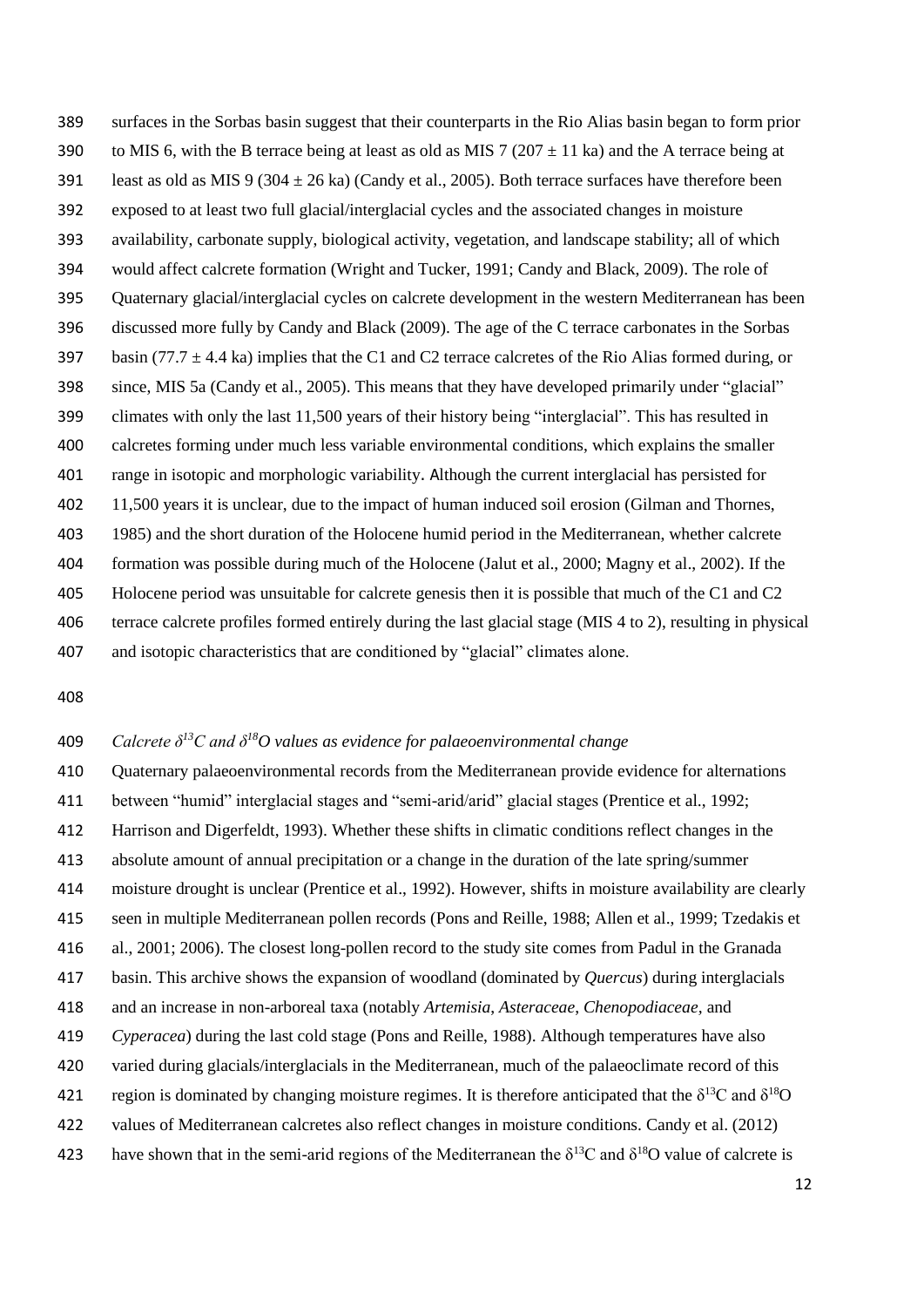surfaces in the Sorbas basin suggest that their counterparts in the Rio Alias basin began to form prior to MIS 6, with the B terrace being at least as old as MIS 7 ($207 \pm 11$ ka) and the A terrace being at least as old as MIS 9 ($304 \pm 26$ ka) (Candy et al., 2005). Both terrace surfaces have therefore been exposed to at least two full glacial/interglacial cycles and the associated changes in moisture availability, carbonate supply, biological activity, vegetation, and landscape stability; all of which would affect calcrete formation (Wright and Tucker, 1991; Candy and Black, 2009). The role of Quaternary glacial/interglacial cycles on calcrete development in the western Mediterranean has been discussed more fully by Candy and Black (2009). The age of the C terrace carbonates in the Sorbas basin ($77.7 \pm 4.4$ ka) implies that the C1 and C2 terrace calcretes of the Rio Alias formed during, or since, MIS 5a (Candy et al., 2005). This means that they have developed primarily under "glacial" climates with only the last 11,500 years of their history being "interglacial". This has resulted in calcretes forming under much less variable environmental conditions, which explains the smaller range in isotopic and morphologic variability. Although the current interglacial has persisted for 11,500 years it is unclear, due to the impact of human induced soil erosion (Gilman and Thornes, 1985) and the short duration of the Holocene humid period in the Mediterranean, whether calcrete formation was possible during much of the Holocene (Jalut et al., 2000; Magny et al., 2002). If the Holocene period was unsuitable for calcrete genesis then it is possible that much of the C1 and C2 terrace calcrete profiles formed entirely during the last glacial stage (MIS 4 to 2), resulting in physical and isotopic characteristics that are conditioned by "glacial" climates alone.

*Calcrete $\delta^{13}C$ and $\delta^{18}O$ values as evidence for palaeoenvironmental change*

Quaternary palaeoenvironmental records from the Mediterranean provide evidence for alternations between "humid" interglacial stages and "semi-arid/arid" glacial stages (Prentice et al., 1992; Harrison and Digerfeldt, 1993). Whether these shifts in climatic conditions reflect changes in the absolute amount of annual precipitation or a change in the duration of the late spring/summer moisture drought is unclear (Prentice et al., 1992). However, shifts in moisture availability are clearly seen in multiple Mediterranean pollen records (Pons and Reille, 1988; Allen et al., 1999; Tzedakis et al., 2001; 2006). The closest long-pollen record to the study site comes from Padul in the Granada basin. This archive shows the expansion of woodland (dominated by *Quercus*) during interglacials and an increase in non-arboreal taxa (notably *Artemisia*, *Asteraceae*, *Chenopodiaceae*, and *Cyperacea*) during the last cold stage (Pons and Reille, 1988). Although temperatures have also varied during glacials/interglacials in the Mediterranean, much of the palaeoclimate record of this region is dominated by changing moisture regimes. It is therefore anticipated that the $\delta^{13}C$ and $\delta^{18}O$ values of Mediterranean calcretes also reflect changes in moisture conditions. Candy et al. (2012) have shown that in the semi-arid regions of the Mediterranean the $\delta^{13}C$ and $\delta^{18}O$ value of calcrete is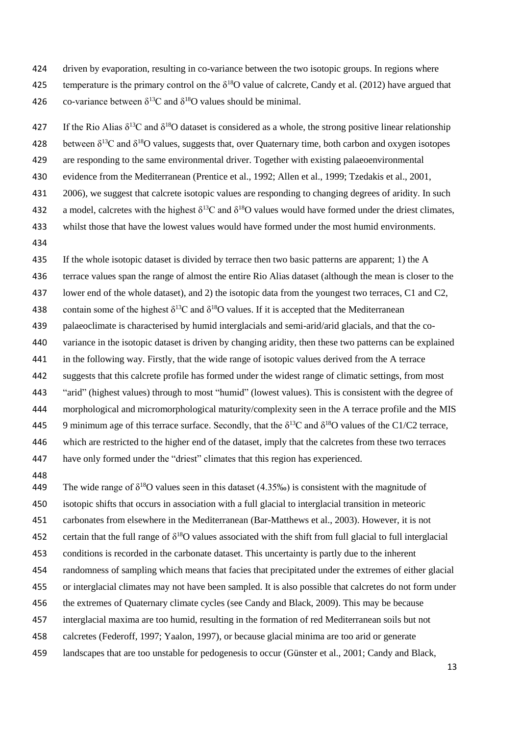driven by evaporation, resulting in co-variance between the two isotopic groups. In regions where temperature is the primary control on the $\delta^{18}$O value of calcrete, Candy et al. (2012) have argued that co-variance between $\delta^{13}$C and $\delta^{18}$O values should be minimal.

If the Rio Alias $\delta^{13}$C and $\delta^{18}$O dataset is considered as a whole, the strong positive linear relationship between $\delta^{13}$C and $\delta^{18}$O values, suggests that, over Quaternary time, both carbon and oxygen isotopes are responding to the same environmental driver. Together with existing palaeoenvironmental evidence from the Mediterranean (Prentice et al., 1992; Allen et al., 1999; Tzedakis et al., 2001, 2006), we suggest that calcrete isotopic values are responding to changing degrees of aridity. In such a model, calcretes with the highest $\delta^{13}$C and $\delta^{18}$O values would have formed under the driest climates, whilst those that have the lowest values would have formed under the most humid environments.

If the whole isotopic dataset is divided by terrace then two basic patterns are apparent; 1) the A terrace values span the range of almost the entire Rio Alias dataset (although the mean is closer to the lower end of the whole dataset), and 2) the isotopic data from the youngest two terraces, C1 and C2, contain some of the highest $\delta^{13}$C and $\delta^{18}$O values. If it is accepted that the Mediterranean palaeoclimate is characterised by humid interglacials and semi-arid/arid glacials, and that the co-variance in the isotopic dataset is driven by changing aridity, then these two patterns can be explained in the following way. Firstly, that the wide range of isotopic values derived from the A terrace suggests that this calcrete profile has formed under the widest range of climatic settings, from most "arid" (highest values) through to most "humid" (lowest values). This is consistent with the degree of morphological and micromorphological maturity/complexity seen in the A terrace profile and the MIS 9 minimum age of this terrace surface. Secondly, that the $\delta^{13}$C and $\delta^{18}$O values of the C1/C2 terrace, which are restricted to the higher end of the dataset, imply that the calcretes from these two terraces have only formed under the "driest" climates that this region has experienced.

The wide range of $\delta^{18}$O values seen in this dataset (4.35‰) is consistent with the magnitude of isotopic shifts that occurs in association with a full glacial to interglacial transition in meteoric carbonates from elsewhere in the Mediterranean (Bar-Matthews et al., 2003). However, it is not certain that the full range of $\delta^{18}$O values associated with the shift from full glacial to full interglacial conditions is recorded in the carbonate dataset. This uncertainty is partly due to the inherent randomness of sampling which means that facies that precipitated under the extremes of either glacial or interglacial climates may not have been sampled. It is also possible that calcretes do not form under the extremes of Quaternary climate cycles (see Candy and Black, 2009). This may be because interglacial maxima are too humid, resulting in the formation of red Mediterranean soils but not calcretes (Federoff, 1997; Yaalon, 1997), or because glacial minima are too arid or generate landscapes that are too unstable for pedogenesis to occur (Günster et al., 2001; Candy and Black,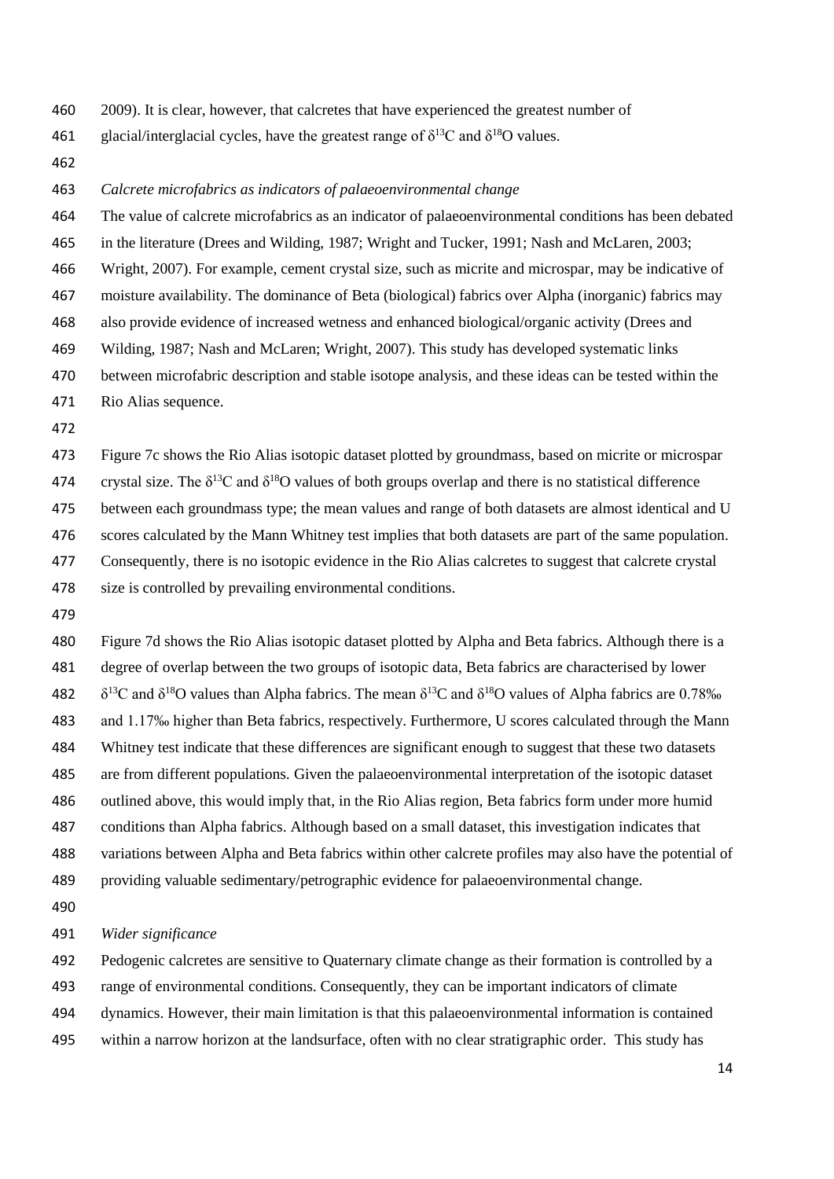2009). It is clear, however, that calcretes that have experienced the greatest number of glacial/interglacial cycles, have the greatest range of $\delta^{13}C$ and $\delta^{18}O$ values.

*Calcrete microfabrics as indicators of palaeoenvironmental change*

The value of calcrete microfabrics as an indicator of palaeoenvironmental conditions has been debated in the literature (Drees and Wilding, 1987; Wright and Tucker, 1991; Nash and McLaren, 2003; Wright, 2007). For example, cement crystal size, such as micrite and microspar, may be indicative of moisture availability. The dominance of Beta (biological) fabrics over Alpha (inorganic) fabrics may also provide evidence of increased wetness and enhanced biological/organic activity (Drees and Wilding, 1987; Nash and McLaren; Wright, 2007). This study has developed systematic links between microfabric description and stable isotope analysis, and these ideas can be tested within the Rio Alias sequence.

Figure 7c shows the Rio Alias isotopic dataset plotted by groundmass, based on micrite or microspar crystal size. The $\delta^{13}C$ and $\delta^{18}O$ values of both groups overlap and there is no statistical difference between each groundmass type; the mean values and range of both datasets are almost identical and U scores calculated by the Mann Whitney test implies that both datasets are part of the same population. Consequently, there is no isotopic evidence in the Rio Alias calcretes to suggest that calcrete crystal size is controlled by prevailing environmental conditions.

Figure 7d shows the Rio Alias isotopic dataset plotted by Alpha and Beta fabrics. Although there is a degree of overlap between the two groups of isotopic data, Beta fabrics are characterised by lower $\delta^{13}C$ and $\delta^{18}O$ values than Alpha fabrics. The mean $\delta^{13}C$ and $\delta^{18}O$ values of Alpha fabrics are 0.78‰ and 1.17‰ higher than Beta fabrics, respectively. Furthermore, U scores calculated through the Mann Whitney test indicate that these differences are significant enough to suggest that these two datasets are from different populations. Given the palaeoenvironmental interpretation of the isotopic dataset outlined above, this would imply that, in the Rio Alias region, Beta fabrics form under more humid conditions than Alpha fabrics. Although based on a small dataset, this investigation indicates that variations between Alpha and Beta fabrics within other calcrete profiles may also have the potential of providing valuable sedimentary/petrographic evidence for palaeoenvironmental change.

*Wider significance*

Pedogenic calcretes are sensitive to Quaternary climate change as their formation is controlled by a range of environmental conditions. Consequently, they can be important indicators of climate dynamics. However, their main limitation is that this palaeoenvironmental information is contained within a narrow horizon at the landsurface, often with no clear stratigraphic order. This study has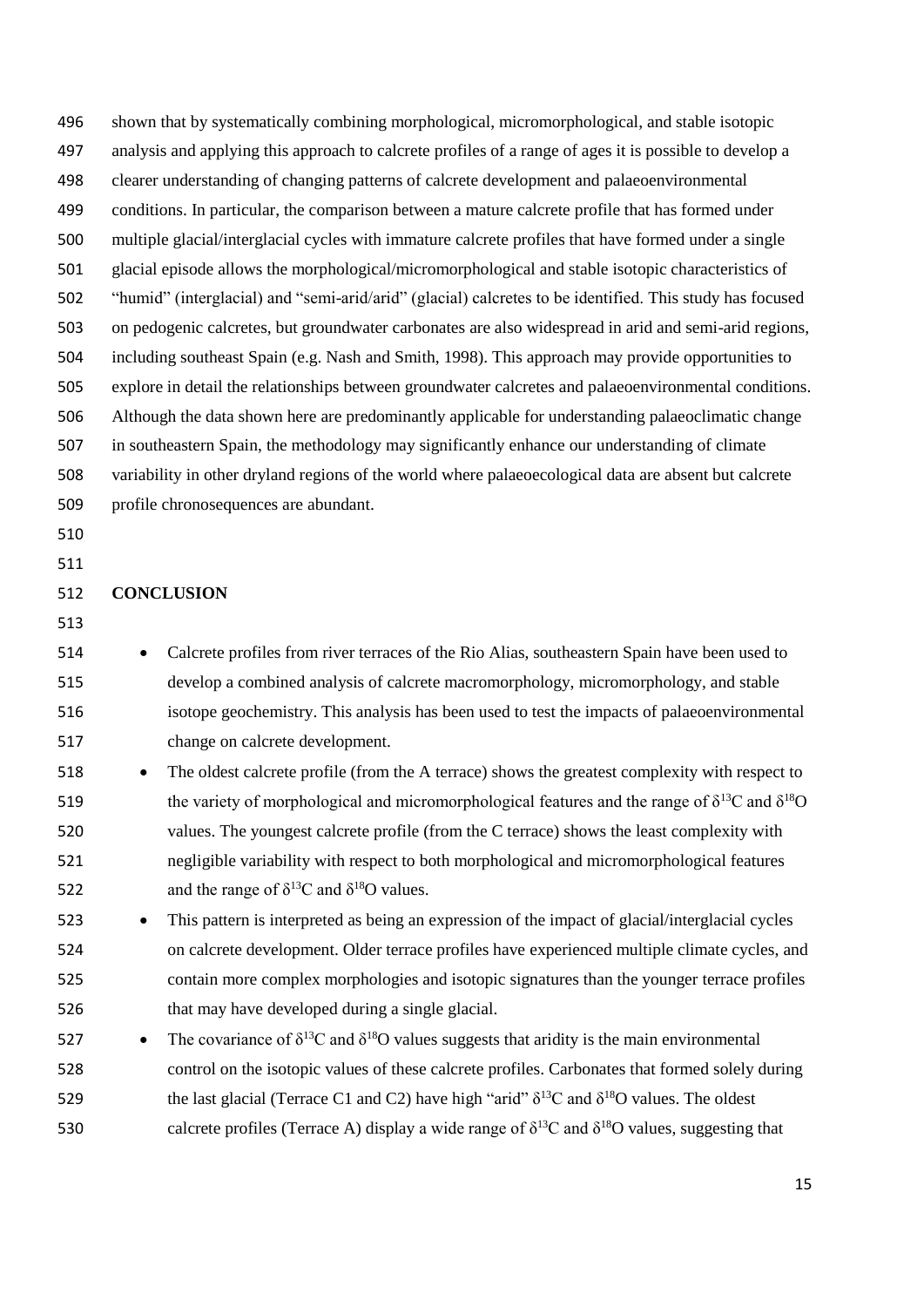shown that by systematically combining morphological, micromorphological, and stable isotopic analysis and applying this approach to calcrete profiles of a range of ages it is possible to develop a clearer understanding of changing patterns of calcrete development and palaeoenvironmental conditions. In particular, the comparison between a mature calcrete profile that has formed under multiple glacial/interglacial cycles with immature calcrete profiles that have formed under a single glacial episode allows the morphological/micromorphological and stable isotopic characteristics of "humid" (interglacial) and "semi-arid/arid" (glacial) calcretes to be identified. This study has focused on pedogenic calcretes, but groundwater carbonates are also widespread in arid and semi-arid regions, including southeast Spain (e.g. Nash and Smith, 1998). This approach may provide opportunities to explore in detail the relationships between groundwater calcretes and palaeoenvironmental conditions. Although the data shown here are predominantly applicable for understanding palaeoclimatic change in southeastern Spain, the methodology may significantly enhance our understanding of climate variability in other dryland regions of the world where palaeoecological data are absent but calcrete profile chronosequences are abundant.

## CONCLUSION

- Calcrete profiles from river terraces of the Rio Alias, southeastern Spain have been used to develop a combined analysis of calcrete macromorphology, micromorphology, and stable isotope geochemistry. This analysis has been used to test the impacts of palaeoenvironmental change on calcrete development.
- The oldest calcrete profile (from the A terrace) shows the greatest complexity with respect to the variety of morphological and micromorphological features and the range of $\delta^{13}C$ and $\delta^{18}O$ values. The youngest calcrete profile (from the C terrace) shows the least complexity with negligible variability with respect to both morphological and micromorphological features and the range of $\delta^{13}C$ and $\delta^{18}O$ values.
- This pattern is interpreted as being an expression of the impact of glacial/interglacial cycles on calcrete development. Older terrace profiles have experienced multiple climate cycles, and contain more complex morphologies and isotopic signatures than the younger terrace profiles that may have developed during a single glacial.
- The covariance of $\delta^{13}C$ and $\delta^{18}O$ values suggests that aridity is the main environmental control on the isotopic values of these calcrete profiles. Carbonates that formed solely during the last glacial (Terrace C1 and C2) have high "arid" $\delta^{13}C$ and $\delta^{18}O$ values. The oldest calcrete profiles (Terrace A) display a wide range of $\delta^{13}C$ and $\delta^{18}O$ values, suggesting that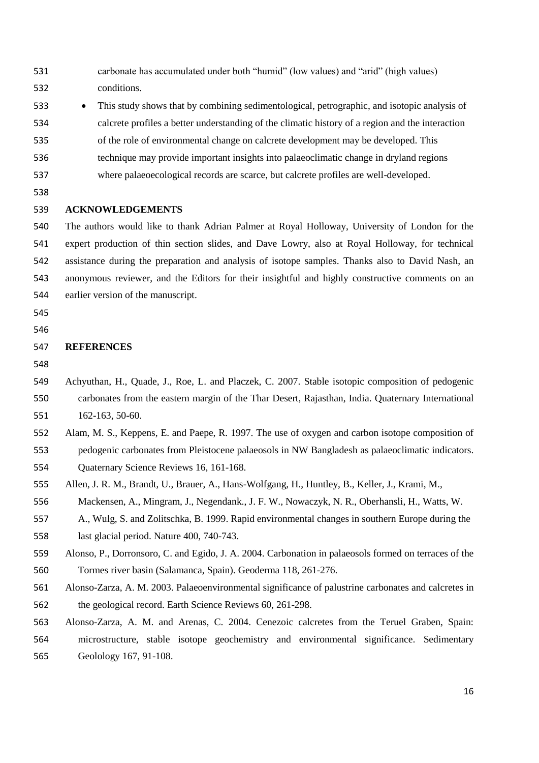carbonate has accumulated under both "humid" (low values) and "arid" (high values) conditions.

- This study shows that by combining sedimentological, petrographic, and isotopic analysis of calcrete profiles a better understanding of the climatic history of a region and the interaction of the role of environmental change on calcrete development may be developed. This technique may provide important insights into palaeoclimatic change in dryland regions where palaeoecological records are scarce, but calcrete profiles are well-developed.

## ACKNOWLEDGEMENTS

The authors would like to thank Adrian Palmer at Royal Holloway, University of London for the expert production of thin section slides, and Dave Lowry, also at Royal Holloway, for technical assistance during the preparation and analysis of isotope samples. Thanks also to David Nash, an anonymous reviewer, and the Editors for their insightful and highly constructive comments on an earlier version of the manuscript.

## REFERENCES

Achyuthan, H., Quade, J., Roe, L. and Placzek, C. 2007. Stable isotopic composition of pedogenic carbonates from the eastern margin of the Thar Desert, Rajasthan, India. Quaternary International 162-163, 50-60.

Alam, M. S., Keppens, E. and Paepe, R. 1997. The use of oxygen and carbon isotope composition of pedogenic carbonates from Pleistocene palaeosols in NW Bangladesh as palaeoclimatic indicators. Quaternary Science Reviews 16, 161-168.

Allen, J. R. M., Brandt, U., Brauer, A., Hans-Wolfgang, H., Huntley, B., Keller, J., Krami, M., Mackensen, A., Mingram, J., Negendank., J. F. W., Nowaczyk, N. R., Oberhansli, H., Watts, W. A., Wulg, S. and Zolitschka, B. 1999. Rapid environmental changes in southern Europe during the last glacial period. Nature 400, 740-743.

Alonso, P., Dorronsoro, C. and Egido, J. A. 2004. Carbonation in palaeosols formed on terraces of the Tormes river basin (Salamanca, Spain). Geoderma 118, 261-276.

Alonso-Zarza, A. M. 2003. Palaeoenvironmental significance of palustrine carbonates and calcretes in the geological record. Earth Science Reviews 60, 261-298.

Alonso-Zarza, A. M. and Arenas, C. 2004. Cenezoic calcretes from the Teruel Graben, Spain: microstructure, stable isotope geochemistry and environmental significance. Sedimentary Geolology 167, 91-108.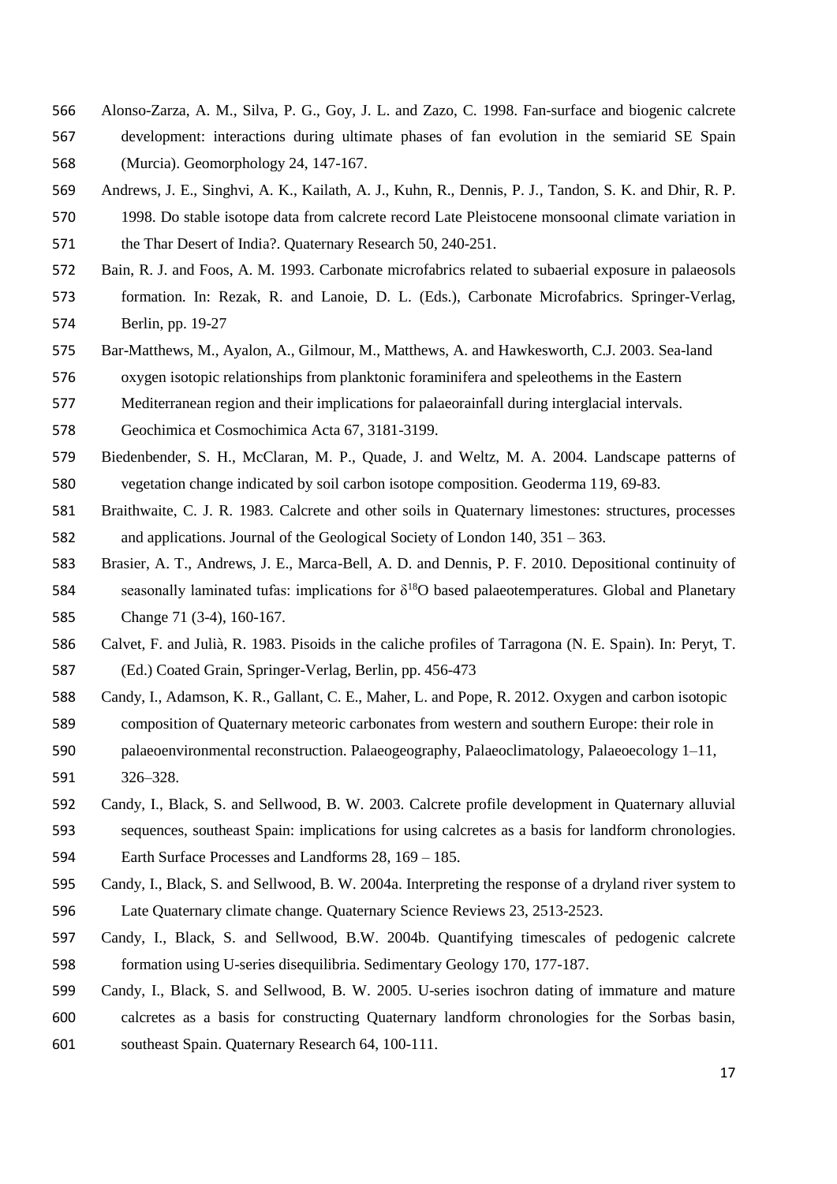Alonso-Zarza, A. M., Silva, P. G., Goy, J. L. and Zazo, C. 1998. Fan-surface and biogenic calcrete development: interactions during ultimate phases of fan evolution in the semiarid SE Spain (Murcia). Geomorphology 24, 147-167.

Andrews, J. E., Singhvi, A. K., Kailath, A. J., Kuhn, R., Dennis, P. J., Tandon, S. K. and Dhir, R. P. 1998. Do stable isotope data from calcrete record Late Pleistocene monsoonal climate variation in the Thar Desert of India?. Quaternary Research 50, 240-251.

Bain, R. J. and Foos, A. M. 1993. Carbonate microfabrics related to subaerial exposure in palaeosols formation. In: Rezak, R. and Lanoie, D. L. (Eds.), Carbonate Microfabrics. Springer-Verlag, Berlin, pp. 19-27

Bar-Matthews, M., Ayalon, A., Gilmour, M., Matthews, A. and Hawkesworth, C.J. 2003. Sea-land oxygen isotopic relationships from planktonic foraminifera and speleothems in the Eastern Mediterranean region and their implications for palaeorainfall during interglacial intervals. Geochimica et Cosmochimica Acta 67, 3181-3199.

Biedenbender, S. H., McClaran, M. P., Quade, J. and Weltz, M. A. 2004. Landscape patterns of vegetation change indicated by soil carbon isotope composition. Geoderma 119, 69-83.

Braithwaite, C. J. R. 1983. Calcrete and other soils in Quaternary limestones: structures, processes and applications. Journal of the Geological Society of London 140, 351 – 363.

Brasier, A. T., Andrews, J. E., Marca-Bell, A. D. and Dennis, P. F. 2010. Depositional continuity of seasonally laminated tufas: implications for $\delta^{18}O$ based palaeotemperatures. Global and Planetary Change 71 (3-4), 160-167.

Calvet, F. and Julià, R. 1983. Pisoids in the caliche profiles of Tarragona (N. E. Spain). In: Peryt, T. (Ed.) Coated Grain, Springer-Verlag, Berlin, pp. 456-473

Candy, I., Adamson, K. R., Gallant, C. E., Maher, L. and Pope, R. 2012. Oxygen and carbon isotopic composition of Quaternary meteoric carbonates from western and southern Europe: their role in palaeoenvironmental reconstruction. Palaeogeography, Palaeoclimatology, Palaeoecology 1–11, 326–328.

Candy, I., Black, S. and Sellwood, B. W. 2003. Calcrete profile development in Quaternary alluvial sequences, southeast Spain: implications for using calcretes as a basis for landform chronologies. Earth Surface Processes and Landforms 28, 169 – 185.

Candy, I., Black, S. and Sellwood, B. W. 2004a. Interpreting the response of a dryland river system to Late Quaternary climate change. Quaternary Science Reviews 23, 2513-2523.

Candy, I., Black, S. and Sellwood, B.W. 2004b. Quantifying timescales of pedogenic calcrete formation using U-series disequilibria. Sedimentary Geology 170, 177-187.

Candy, I., Black, S. and Sellwood, B. W. 2005. U-series isochron dating of immature and mature calcretes as a basis for constructing Quaternary landform chronologies for the Sorbas basin, southeast Spain. Quaternary Research 64, 100-111.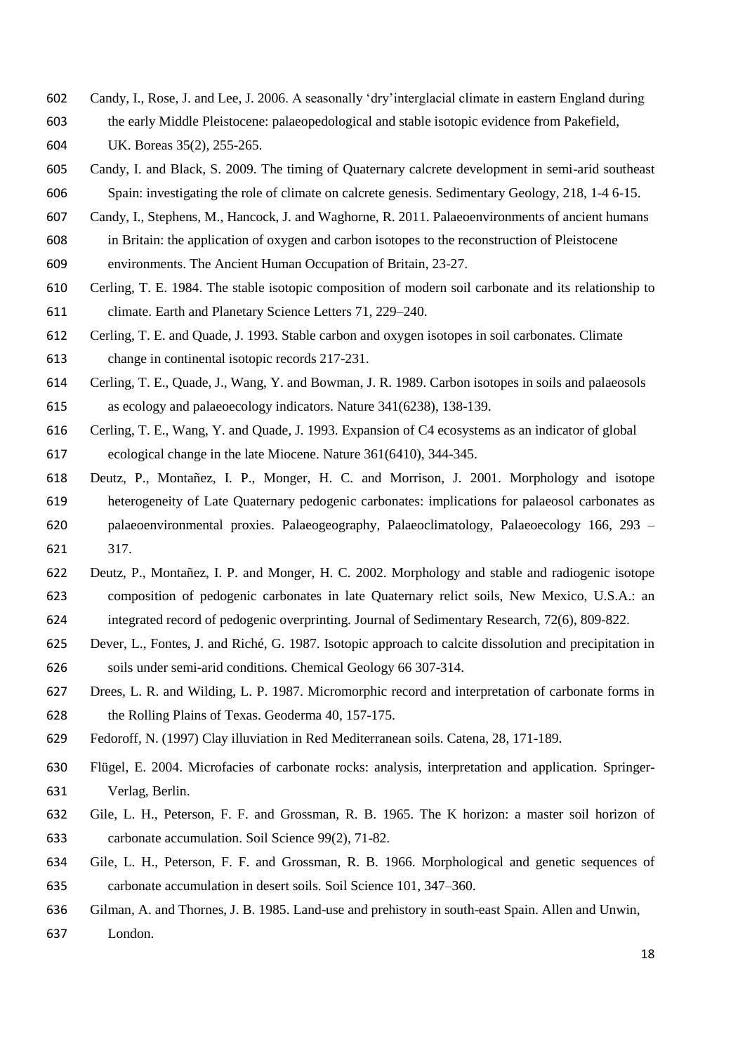Candy, I., Rose, J. and Lee, J. 2006. A seasonally 'dry'interglacial climate in eastern England during the early Middle Pleistocene: palaeopedological and stable isotopic evidence from Pakefield, UK. Boreas 35(2), 255-265.

Candy, I. and Black, S. 2009. The timing of Quaternary calcrete development in semi-arid southeast Spain: investigating the role of climate on calcrete genesis. Sedimentary Geology, 218, 1-4 6-15.

Candy, I., Stephens, M., Hancock, J. and Waghorne, R. 2011. Palaeoenvironments of ancient humans in Britain: the application of oxygen and carbon isotopes to the reconstruction of Pleistocene environments. The Ancient Human Occupation of Britain, 23-27.

Cerling, T. E. 1984. The stable isotopic composition of modern soil carbonate and its relationship to climate. Earth and Planetary Science Letters 71, 229–240.

Cerling, T. E. and Quade, J. 1993. Stable carbon and oxygen isotopes in soil carbonates. Climate change in continental isotopic records 217-231.

Cerling, T. E., Quade, J., Wang, Y. and Bowman, J. R. 1989. Carbon isotopes in soils and palaeosols as ecology and palaeoecology indicators. Nature 341(6238), 138-139.

Cerling, T. E., Wang, Y. and Quade, J. 1993. Expansion of C4 ecosystems as an indicator of global ecological change in the late Miocene. Nature 361(6410), 344-345.

Deutz, P., Montañez, I. P., Monger, H. C. and Morrison, J. 2001. Morphology and isotope heterogeneity of Late Quaternary pedogenic carbonates: implications for palaeosol carbonates as palaeoenvironmental proxies. Palaeogeography, Palaeoclimatology, Palaeoecology 166, 293 – 317.

Deutz, P., Montañez, I. P. and Monger, H. C. 2002. Morphology and stable and radiogenic isotope composition of pedogenic carbonates in late Quaternary relict soils, New Mexico, U.S.A.: an integrated record of pedogenic overprinting. Journal of Sedimentary Research, 72(6), 809-822.

Dever, L., Fontes, J. and Riché, G. 1987. Isotopic approach to calcite dissolution and precipitation in soils under semi-arid conditions. Chemical Geology 66 307-314.

Drees, L. R. and Wilding, L. P. 1987. Micromorphic record and interpretation of carbonate forms in the Rolling Plains of Texas. Geoderma 40, 157-175.

Fedoroff, N. (1997) Clay illuviation in Red Mediterranean soils. Catena, 28, 171-189.

Flügel, E. 2004. Microfacies of carbonate rocks: analysis, interpretation and application. Springer-Verlag, Berlin.

Gile, L. H., Peterson, F. F. and Grossman, R. B. 1965. The K horizon: a master soil horizon of carbonate accumulation. Soil Science 99(2), 71-82.

Gile, L. H., Peterson, F. F. and Grossman, R. B. 1966. Morphological and genetic sequences of carbonate accumulation in desert soils. Soil Science 101, 347–360.

Gilman, A. and Thornes, J. B. 1985. Land-use and prehistory in south-east Spain. Allen and Unwin, London.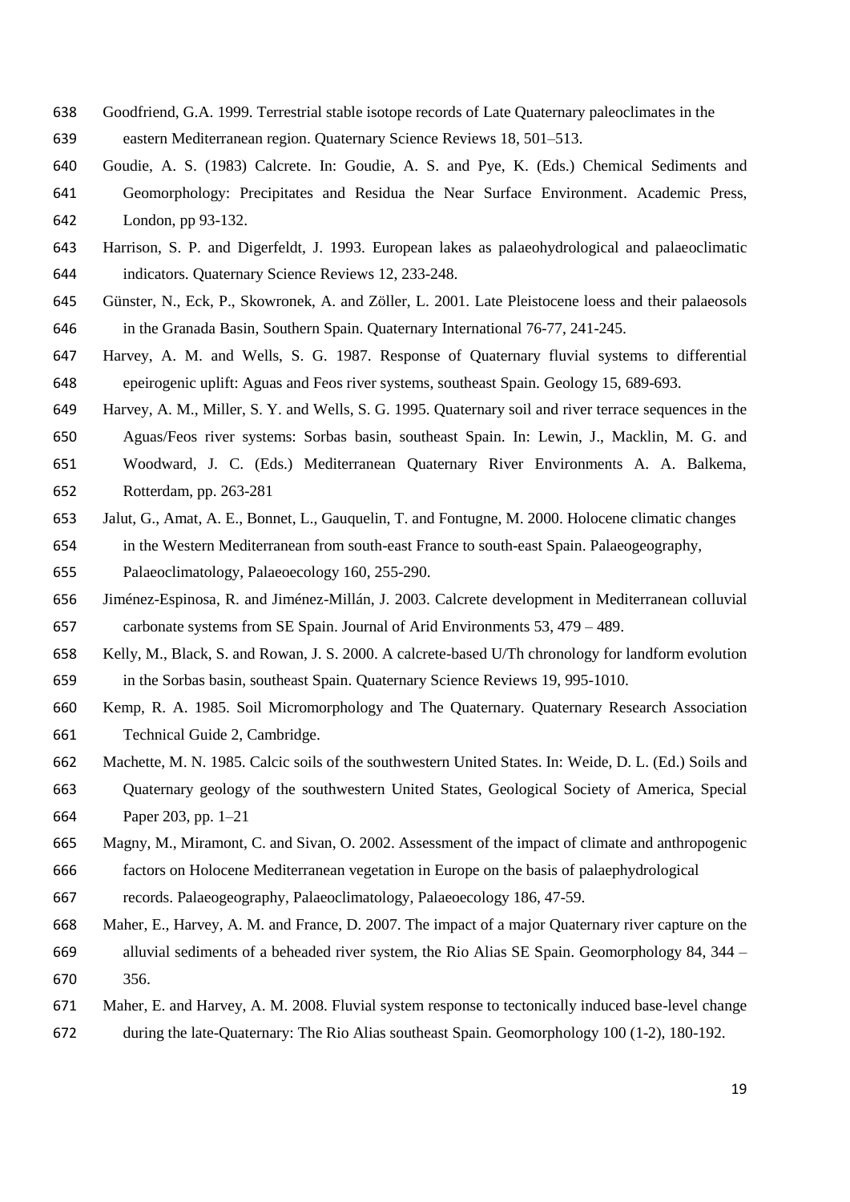Goodfriend, G.A. 1999. Terrestrial stable isotope records of Late Quaternary paleoclimates in the eastern Mediterranean region. Quaternary Science Reviews 18, 501–513.

Goudie, A. S. (1983) Calcrete. In: Goudie, A. S. and Pye, K. (Eds.) Chemical Sediments and Geomorphology: Precipitates and Residua the Near Surface Environment. Academic Press, London, pp 93-132.

Harrison, S. P. and Digerfeldt, J. 1993. European lakes as palaeohydrological and palaeoclimatic indicators. Quaternary Science Reviews 12, 233-248.

Günster, N., Eck, P., Skowronek, A. and Zöller, L. 2001. Late Pleistocene loess and their palaeosols in the Granada Basin, Southern Spain. Quaternary International 76-77, 241-245.

Harvey, A. M. and Wells, S. G. 1987. Response of Quaternary fluvial systems to differential epeirogenic uplift: Aguas and Feos river systems, southeast Spain. Geology 15, 689-693.

Harvey, A. M., Miller, S. Y. and Wells, S. G. 1995. Quaternary soil and river terrace sequences in the Aguas/Feos river systems: Sorbas basin, southeast Spain. In: Lewin, J., Macklin, M. G. and Woodward, J. C. (Eds.) Mediterranean Quaternary River Environments A. A. Balkema, Rotterdam, pp. 263-281

Jalut, G., Amat, A. E., Bonnet, L., Gauquelin, T. and Fontugne, M. 2000. Holocene climatic changes in the Western Mediterranean from south-east France to south-east Spain. Palaeogeography, Palaeoclimatology, Palaeoecology 160, 255-290.

Jiménez-Espinosa, R. and Jiménez-Millán, J. 2003. Calcrete development in Mediterranean colluvial carbonate systems from SE Spain. Journal of Arid Environments 53, 479 – 489.

Kelly, M., Black, S. and Rowan, J. S. 2000. A calcrete-based U/Th chronology for landform evolution in the Sorbas basin, southeast Spain. Quaternary Science Reviews 19, 995-1010.

Kemp, R. A. 1985. Soil Micromorphology and The Quaternary. Quaternary Research Association Technical Guide 2, Cambridge.

Machette, M. N. 1985. Calcic soils of the southwestern United States. In: Weide, D. L. (Ed.) Soils and Quaternary geology of the southwestern United States, Geological Society of America, Special Paper 203, pp. 1–21

Magny, M., Miramont, C. and Sivan, O. 2002. Assessment of the impact of climate and anthropogenic factors on Holocene Mediterranean vegetation in Europe on the basis of palaephydrological records. Palaeogeography, Palaeoclimatology, Palaeoecology 186, 47-59.

Maher, E., Harvey, A. M. and France, D. 2007. The impact of a major Quaternary river capture on the alluvial sediments of a beheaded river system, the Rio Alias SE Spain. Geomorphology 84, 344 – 356.

Maher, E. and Harvey, A. M. 2008. Fluvial system response to tectonically induced base-level change during the late-Quaternary: The Rio Alias southeast Spain. Geomorphology 100 (1-2), 180-192.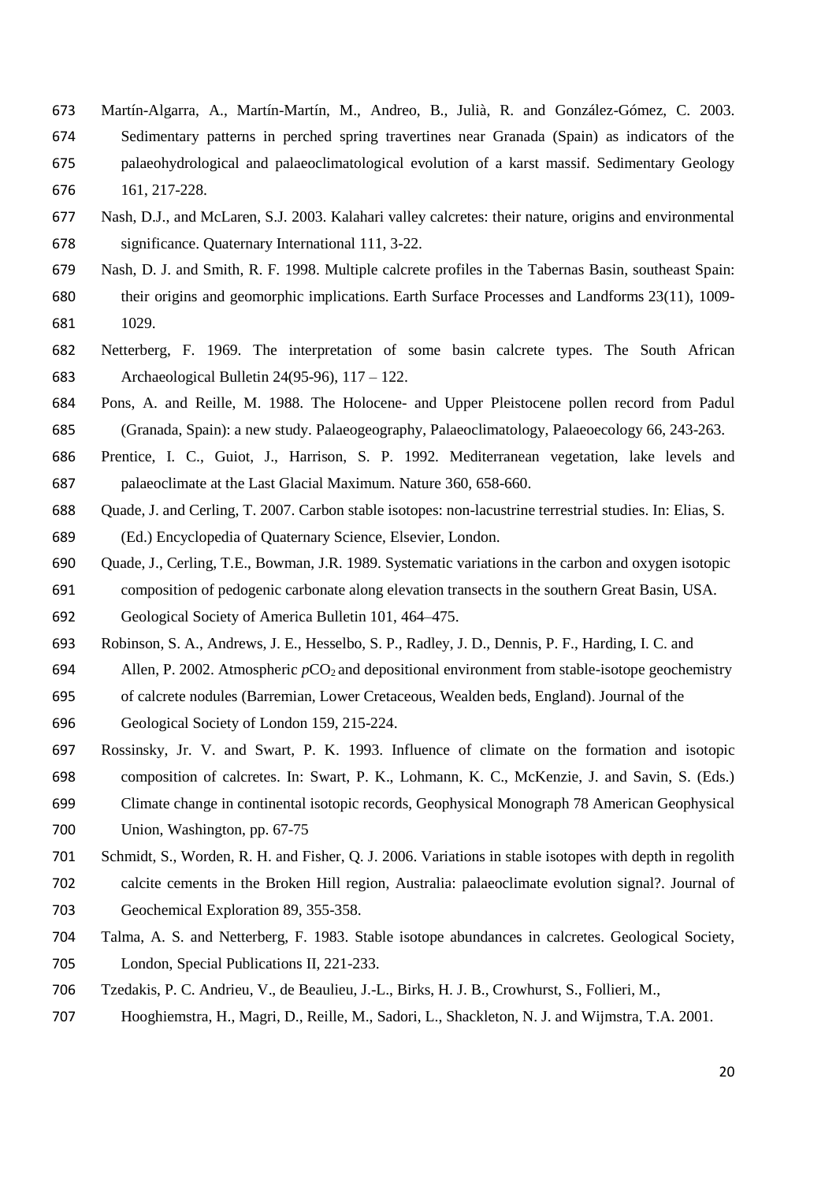Martín-Algarra, A., Martín-Martín, M., Andreo, B., Julià, R. and González-Gómez, C. 2003. Sedimentary patterns in perched spring travertines near Granada (Spain) as indicators of the palaeohydrological and palaeoclimatological evolution of a karst massif. Sedimentary Geology 161, 217-228.

Nash, D.J., and McLaren, S.J. 2003. Kalahari valley calcretes: their nature, origins and environmental significance. Quaternary International 111, 3-22.

Nash, D. J. and Smith, R. F. 1998. Multiple calcrete profiles in the Tabernas Basin, southeast Spain: their origins and geomorphic implications. Earth Surface Processes and Landforms 23(11), 1009-1029.

Netterberg, F. 1969. The interpretation of some basin calcrete types. The South African Archaeological Bulletin 24(95-96), 117 – 122.

Pons, A. and Reille, M. 1988. The Holocene- and Upper Pleistocene pollen record from Padul (Granada, Spain): a new study. Palaeogeography, Palaeoclimatology, Palaeoecology 66, 243-263.

Prentice, I. C., Guiot, J., Harrison, S. P. 1992. Mediterranean vegetation, lake levels and palaeoclimate at the Last Glacial Maximum. Nature 360, 658-660.

Quade, J. and Cerling, T. 2007. Carbon stable isotopes: non-lacustrine terrestrial studies. In: Elias, S. (Ed.) Encyclopedia of Quaternary Science, Elsevier, London.

Quade, J., Cerling, T.E., Bowman, J.R. 1989. Systematic variations in the carbon and oxygen isotopic composition of pedogenic carbonate along elevation transects in the southern Great Basin, USA. Geological Society of America Bulletin 101, 464–475.

Robinson, S. A., Andrews, J. E., Hesselbo, S. P., Radley, J. D., Dennis, P. F., Harding, I. C. and Allen, P. 2002. Atmospheric $p\mathrm{CO}_2$ and depositional environment from stable-isotope geochemistry of calcrete nodules (Barremian, Lower Cretaceous, Wealden beds, England). Journal of the Geological Society of London 159, 215-224.

Rossinsky, Jr. V. and Swart, P. K. 1993. Influence of climate on the formation and isotopic composition of calcretes. In: Swart, P. K., Lohmann, K. C., McKenzie, J. and Savin, S. (Eds.) Climate change in continental isotopic records, Geophysical Monograph 78 American Geophysical Union, Washington, pp. 67-75

Schmidt, S., Worden, R. H. and Fisher, Q. J. 2006. Variations in stable isotopes with depth in regolith calcite cements in the Broken Hill region, Australia: palaeoclimate evolution signal?. Journal of Geochemical Exploration 89, 355-358.

Talma, A. S. and Netterberg, F. 1983. Stable isotope abundances in calcretes. Geological Society, London, Special Publications II, 221-233.

Tzedakis, P. C. Andrieu, V., de Beaulieu, J.-L., Birks, H. J. B., Crowhurst, S., Follieri, M., Hooghiemstra, H., Magri, D., Reille, M., Sadori, L., Shackleton, N. J. and Wijmstra, T.A. 2001.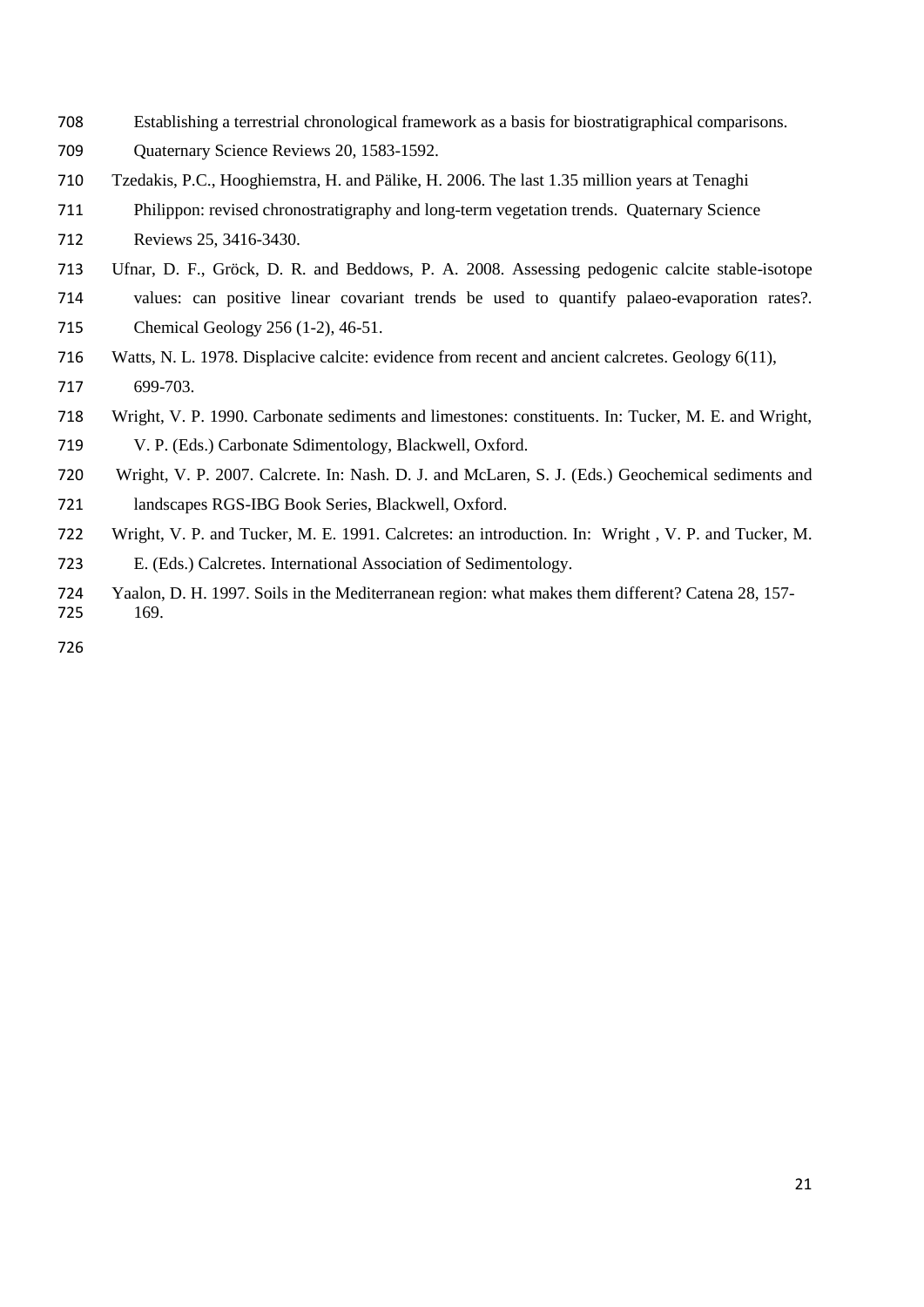Establishing a terrestrial chronological framework as a basis for biostratigraphical comparisons. Quaternary Science Reviews 20, 1583-1592.

Tzedakis, P.C., Hooghiemstra, H. and Pälike, H. 2006. The last 1.35 million years at Tenaghi Philippon: revised chronostratigraphy and long-term vegetation trends. Quaternary Science Reviews 25, 3416-3430.

Ufnar, D. F., Gröck, D. R. and Beddows, P. A. 2008. Assessing pedogenic calcite stable-isotope values: can positive linear covariant trends be used to quantify palaeo-evaporation rates?. Chemical Geology 256 (1-2), 46-51.

Watts, N. L. 1978. Displacive calcite: evidence from recent and ancient calcretes. Geology 6(11), 699-703.

Wright, V. P. 1990. Carbonate sediments and limestones: constituents. In: Tucker, M. E. and Wright, V. P. (Eds.) Carbonate Sdimentology, Blackwell, Oxford.

Wright, V. P. 2007. Calcrete. In: Nash. D. J. and McLaren, S. J. (Eds.) Geochemical sediments and landscapes RGS-IBG Book Series, Blackwell, Oxford.

Wright, V. P. and Tucker, M. E. 1991. Calcretes: an introduction. In: Wright , V. P. and Tucker, M. E. (Eds.) Calcretes. International Association of Sedimentology.

Yaalon, D. H. 1997. Soils in the Mediterranean region: what makes them different? Catena 28, 157-169.